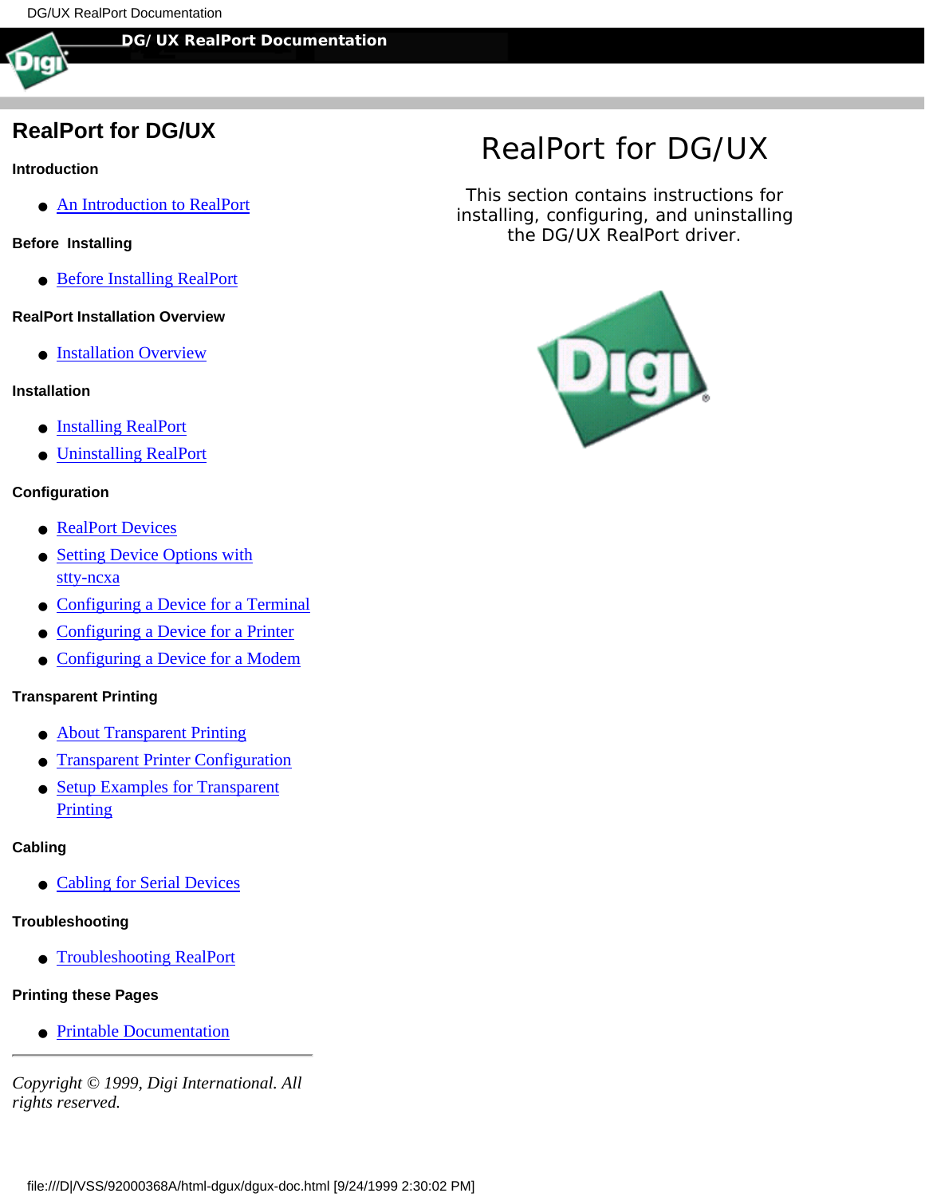# RealPort for DG/UX

**Introduction**

- An Introduction to RealPort

**Before Installing**

- Before Installing RealPort

**RealPort Installation Overview**

- Installation Overview

**Installation**

- Installing RealPort
- Uninstalling RealPort

**Configuration**

- RealPort Devices
- Setting Device Options with stty-ncxa
- Configuring a Device for a Terminal
- Configuring a Device for a Printer
- Configuring a Device for a Modem

**Transparent Printing**

- About Transparent Printing
- Transparent Printer Configuration
- Setup Examples for Transparent Printing

**Cabling**

- Cabling for Serial Devices

**Troubleshooting**

- Troubleshooting RealPort

**Printing these Pages**

- Printable Documentation

---

*Copyright © 1999, Digi International. All rights reserved.*

## RealPort for DG/UX

This section contains instructions for installing, configuring, and uninstalling the DG/UX RealPort driver.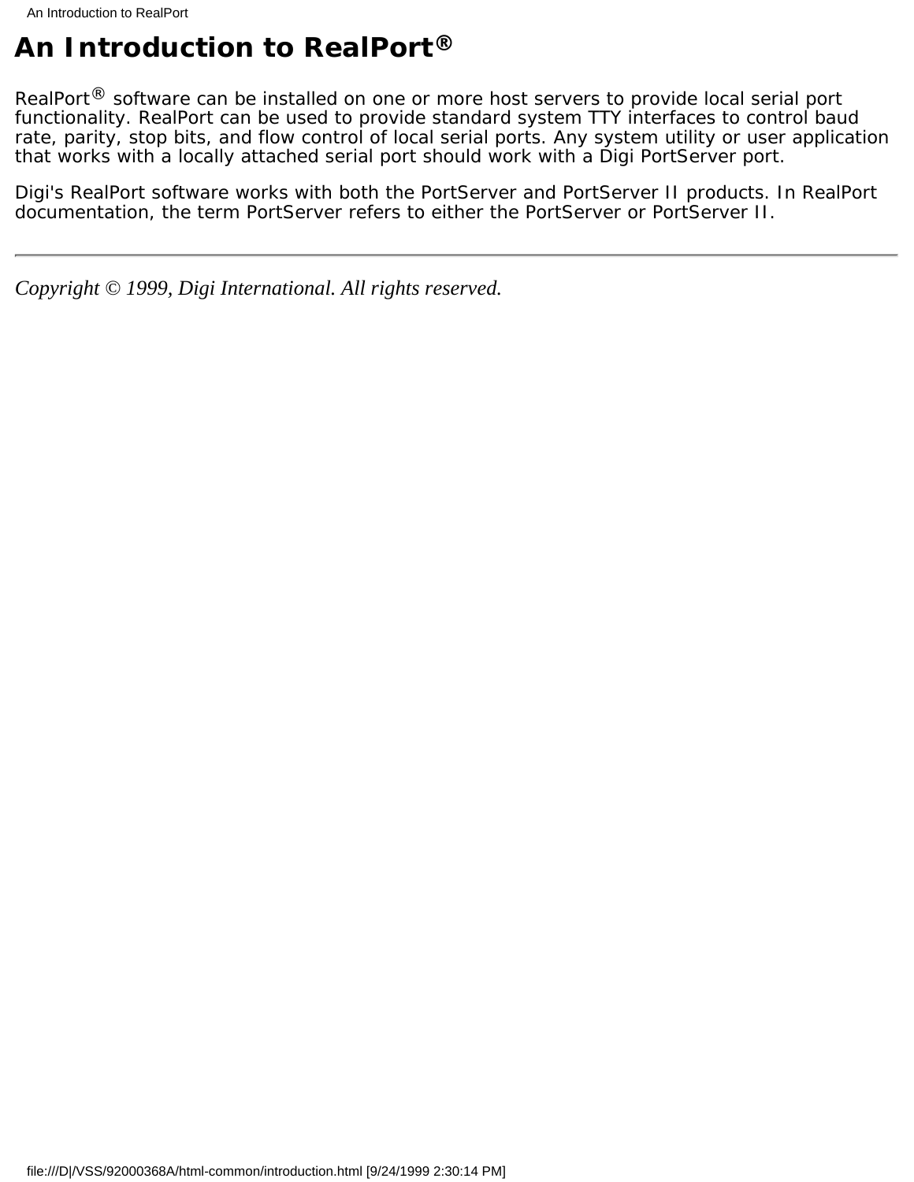# An Introduction to RealPort®

RealPort® software can be installed on one or more host servers to provide local serial port functionality. RealPort can be used to provide standard system TTY interfaces to control baud rate, parity, stop bits, and flow control of local serial ports. Any system utility or user application that works with a locally attached serial port should work with a Digi PortServer port.

Digi's RealPort software works with both the PortServer and PortServer II products. In RealPort documentation, the term PortServer refers to either the PortServer or PortServer II.

---

*Copyright © 1999, Digi International. All rights reserved.*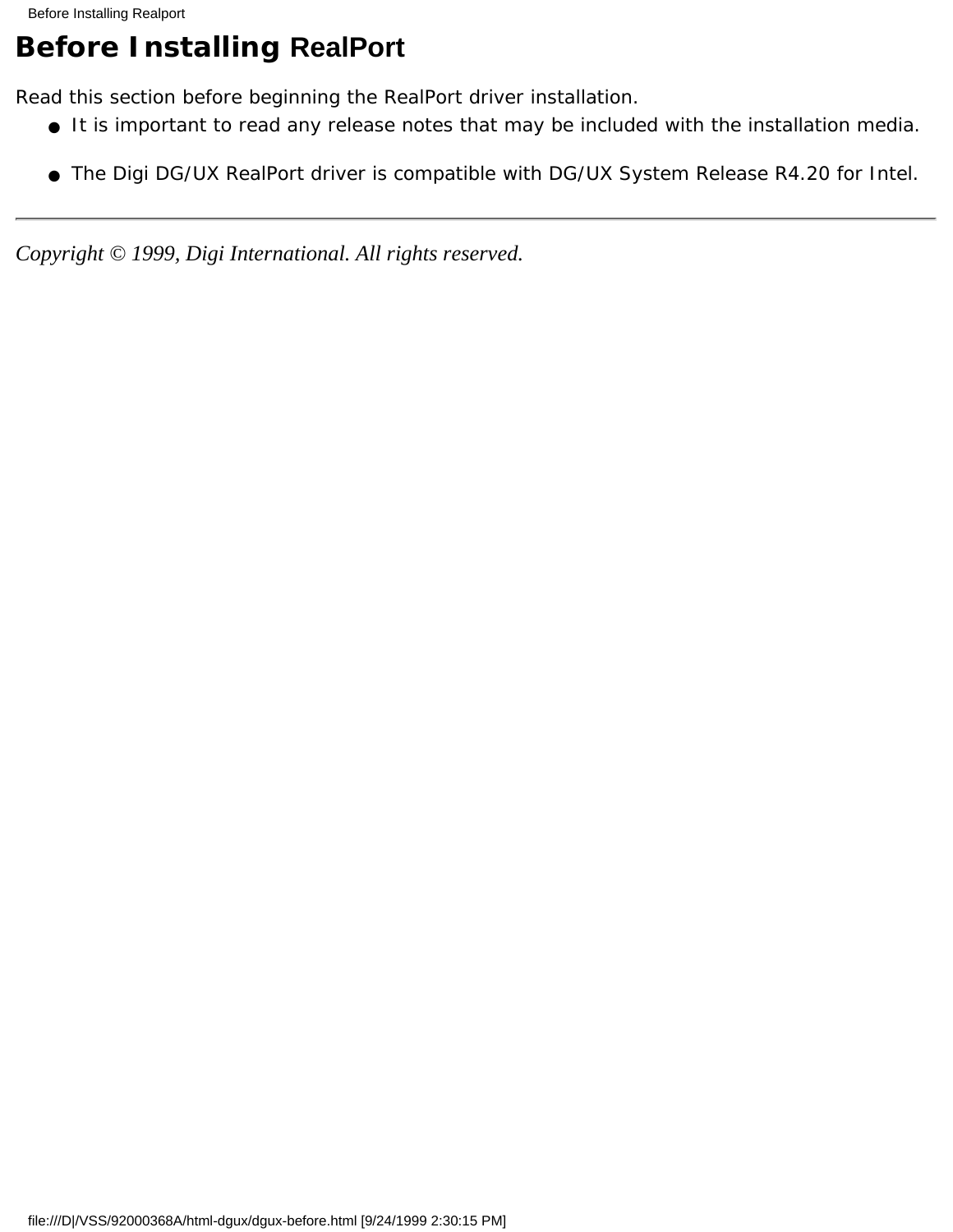# Before Installing RealPort

Read this section before beginning the RealPort driver installation.

- It is important to read any release notes that may be included with the installation media.
- The Digi DG/UX RealPort driver is compatible with DG/UX System Release R4.20 for Intel.

---

*Copyright © 1999, Digi International. All rights reserved.*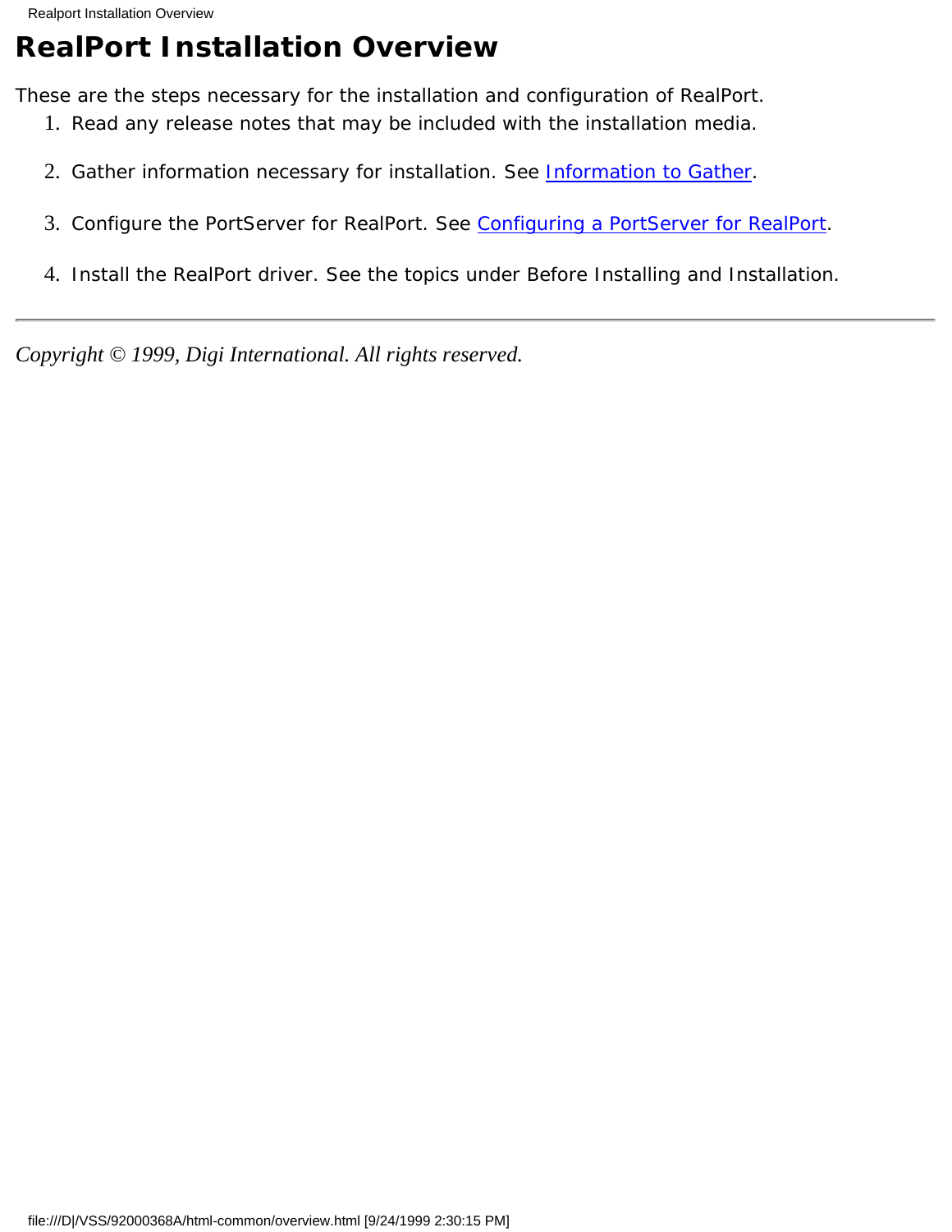# RealPort Installation Overview

These are the steps necessary for the installation and configuration of RealPort.

1. Read any release notes that may be included with the installation media.
2. Gather information necessary for installation. See Information to Gather.
3. Configure the PortServer for RealPort. See Configuring a PortServer for RealPort.
4. Install the RealPort driver. See the topics under Before Installing and Installation.

---

*Copyright © 1999, Digi International. All rights reserved.*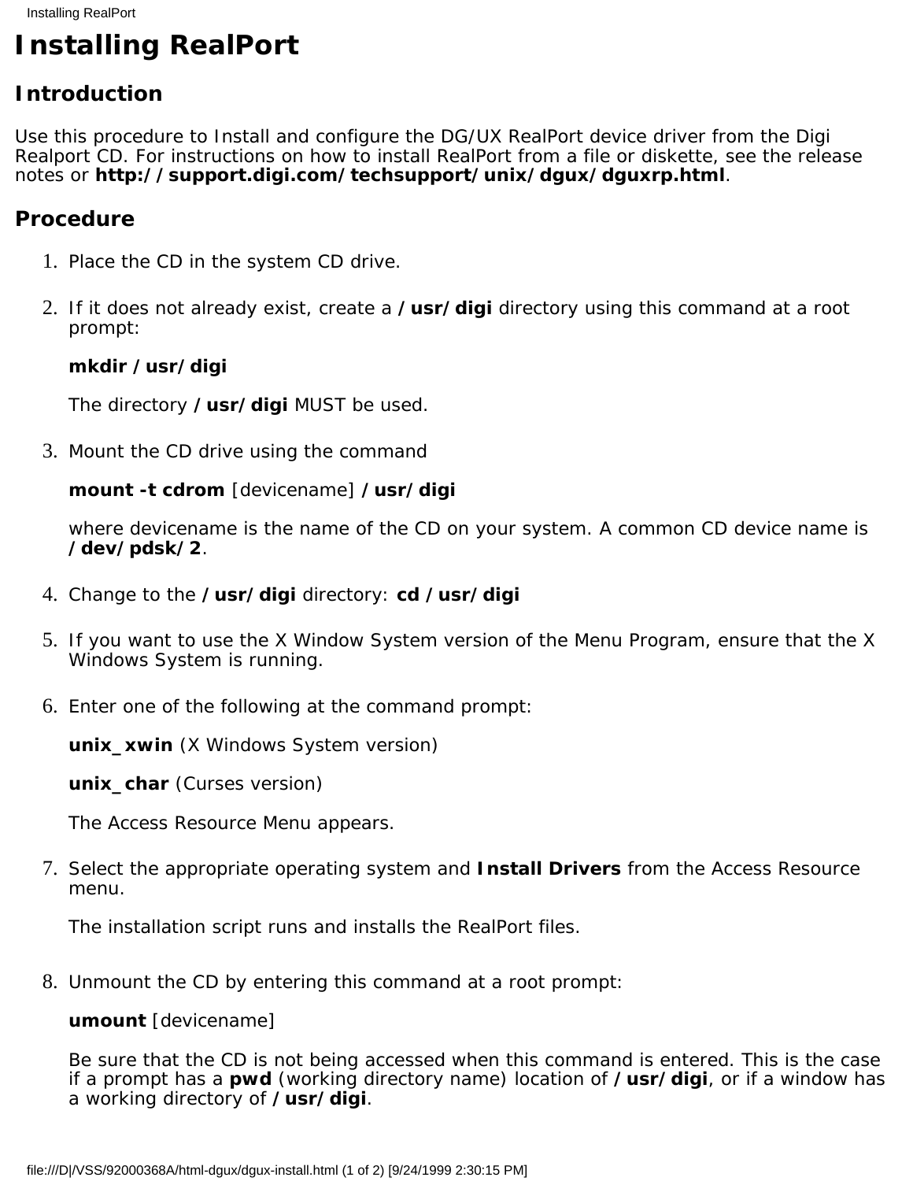# Installing RealPort

## Introduction

Use this procedure to Install and configure the DG/UX RealPort device driver from the Digi Realport CD. For instructions on how to install RealPort from a file or diskette, see the release notes or **http://support.digi.com/techsupport/unix/dgux/dguxrp.html**.

## Procedure

1. Place the CD in the system CD drive.

2. If it does not already exist, create a **/usr/digi** directory using this command at a root prompt:

   **mkdir /usr/digi**

   The directory **/usr/digi** MUST be used.

3. Mount the CD drive using the command

   **mount -t cdrom** [devicename] **/usr/digi**

   where devicename is the name of the CD on your system. A common CD device name is **/dev/pdsk/2**.

4. Change to the **/usr/digi** directory: **cd /usr/digi**

5. If you want to use the X Window System version of the Menu Program, ensure that the X Windows System is running.

6. Enter one of the following at the command prompt:

   **unix_xwin** (X Windows System version)

   **unix_char** (Curses version)

   The Access Resource Menu appears.

7. Select the appropriate operating system and **Install Drivers** from the Access Resource menu.

   The installation script runs and installs the RealPort files.

8. Unmount the CD by entering this command at a root prompt:

   **umount** [devicename]

   Be sure that the CD is not being accessed when this command is entered. This is the case if a prompt has a **pwd** (working directory name) location of **/usr/digi**, or if a window has a working directory of **/usr/digi**.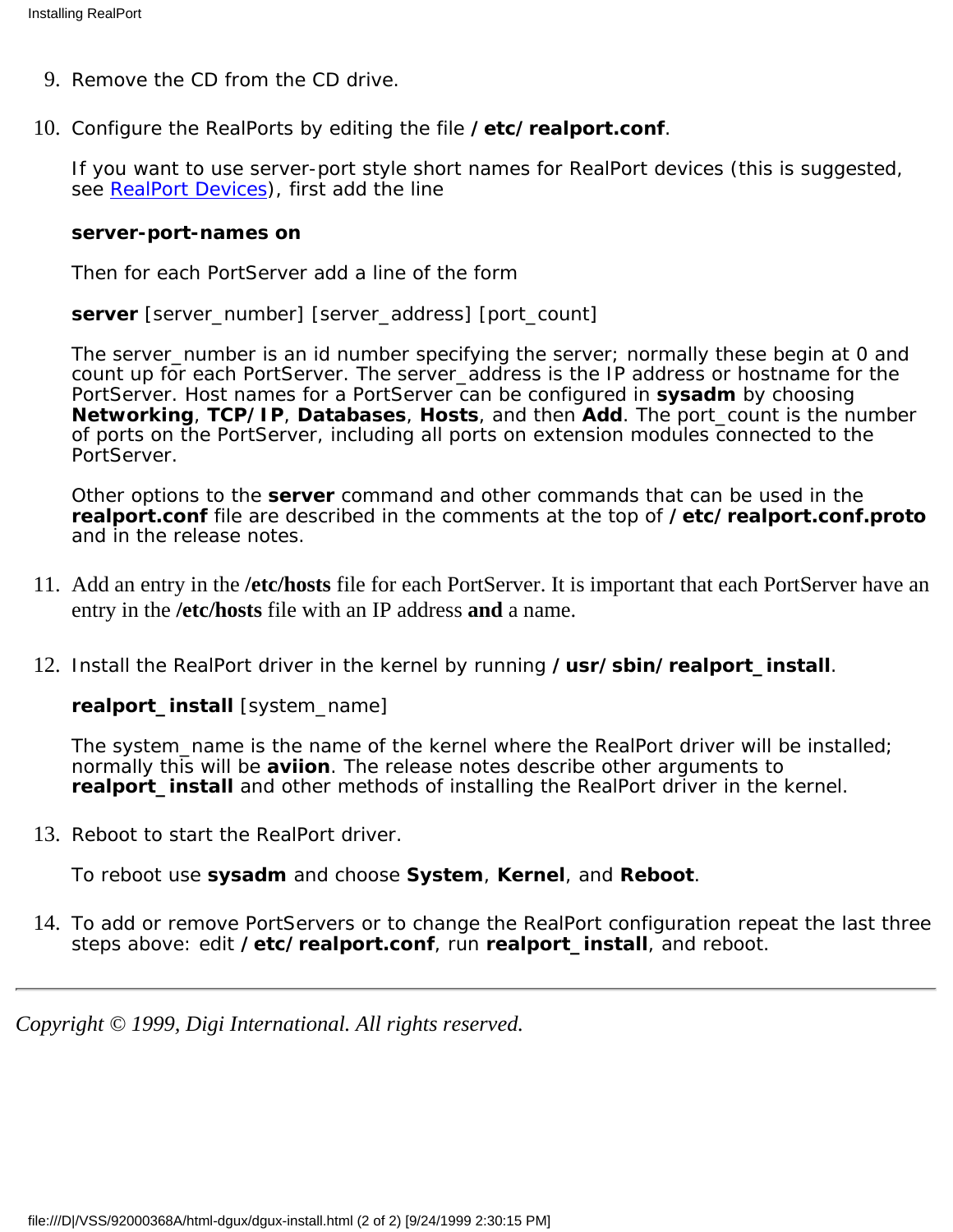9. Remove the CD from the CD drive.

10. Configure the RealPorts by editing the file **/etc/realport.conf**.

    If you want to use server-port style short names for RealPort devices (this is suggested, see RealPort Devices), first add the line

    **server-port-names on**

    Then for each PortServer add a line of the form

    **server** [server_number] [server_address] [port_count]

    The server_number is an id number specifying the server; normally these begin at 0 and count up for each PortServer. The server_address is the IP address or hostname for the PortServer. Host names for a PortServer can be configured in **sysadm** by choosing **Networking**, **TCP/IP**, **Databases**, **Hosts**, and then **Add**. The port_count is the number of ports on the PortServer, including all ports on extension modules connected to the PortServer.

    Other options to the **server** command and other commands that can be used in the **realport.conf** file are described in the comments at the top of **/etc/realport.conf.proto** and in the release notes.

11. Add an entry in the **/etc/hosts** file for each PortServer. It is important that each PortServer have an entry in the **/etc/hosts** file with an IP address **and** a name.

12. Install the RealPort driver in the kernel by running **/usr/sbin/realport_install**.

    **realport_install** [system_name]

    The system_name is the name of the kernel where the RealPort driver will be installed; normally this will be **aviion**. The release notes describe other arguments to **realport_install** and other methods of installing the RealPort driver in the kernel.

13. Reboot to start the RealPort driver.

    To reboot use **sysadm** and choose **System**, **Kernel**, and **Reboot**.

14. To add or remove PortServers or to change the RealPort configuration repeat the last three steps above: edit **/etc/realport.conf**, run **realport_install**, and reboot.

---

*Copyright © 1999, Digi International. All rights reserved.*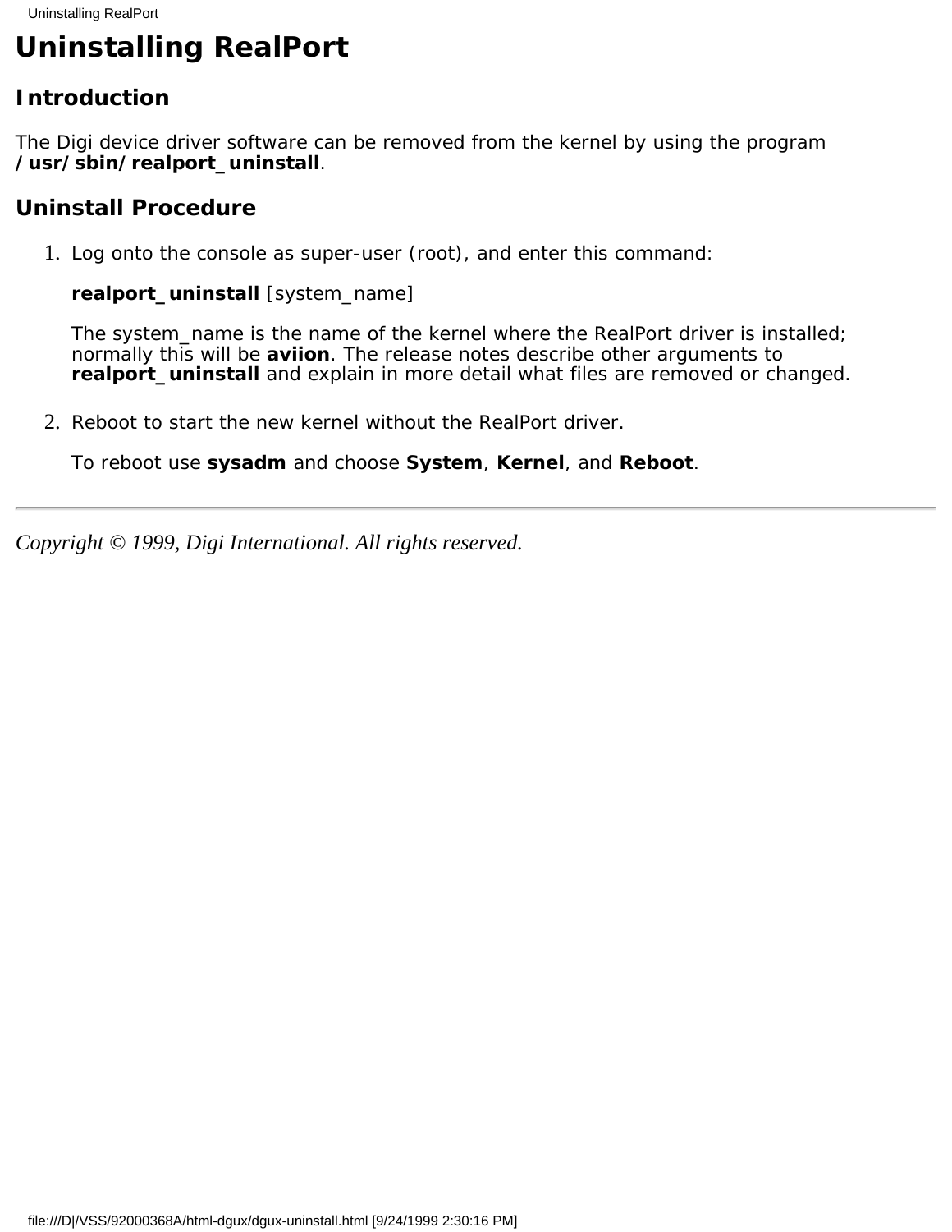# Uninstalling RealPort

## Introduction

The Digi device driver software can be removed from the kernel by using the program **/usr/sbin/realport_uninstall**.

## Uninstall Procedure

1. Log onto the console as super-user (root), and enter this command:

   **realport_uninstall** [system_name]

   The system_name is the name of the kernel where the RealPort driver is installed; normally this will be **aviion**. The release notes describe other arguments to **realport_uninstall** and explain in more detail what files are removed or changed.

2. Reboot to start the new kernel without the RealPort driver.

   To reboot use **sysadm** and choose **System**, **Kernel**, and **Reboot**.

---

*Copyright © 1999, Digi International. All rights reserved.*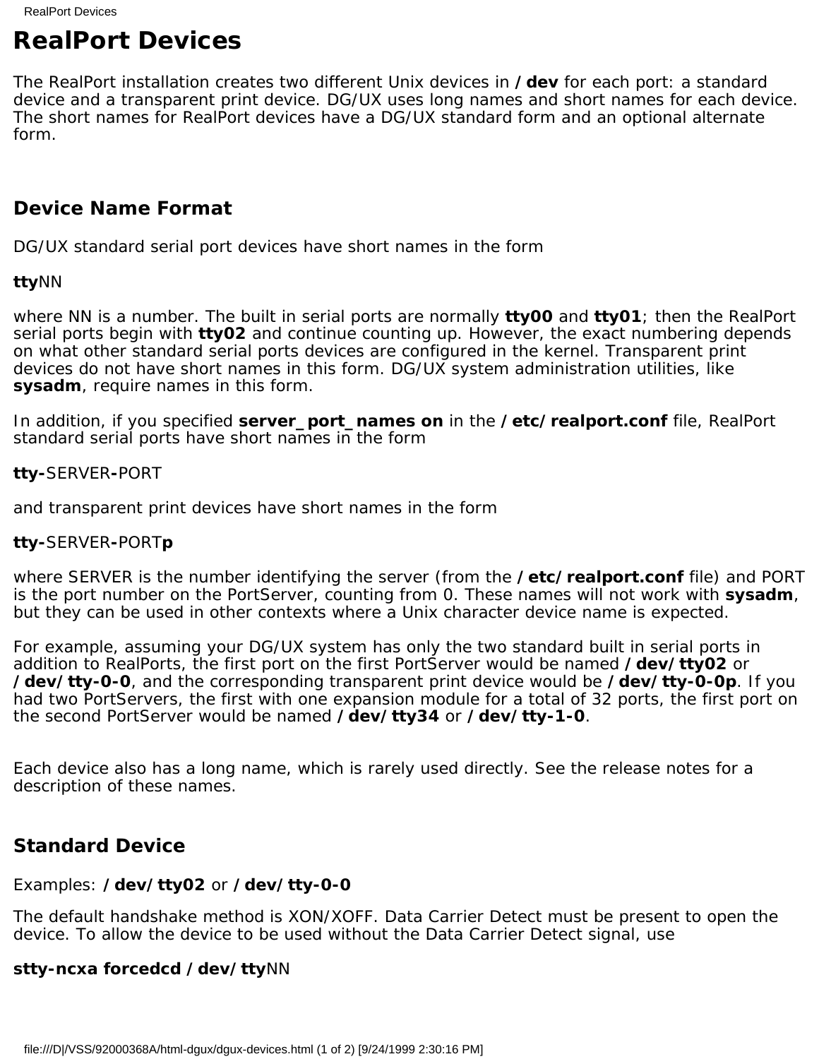# RealPort Devices

The RealPort installation creates two different Unix devices in **/dev** for each port: a standard device and a transparent print device. DG/UX uses long names and short names for each device. The short names for RealPort devices have a DG/UX standard form and an optional alternate form.

## Device Name Format

DG/UX standard serial port devices have short names in the form

**tty**NN

where NN is a number. The built in serial ports are normally **tty00** and **tty01**; then the RealPort serial ports begin with **tty02** and continue counting up. However, the exact numbering depends on what other standard serial ports devices are configured in the kernel. Transparent print devices do not have short names in this form. DG/UX system administration utilities, like **sysadm**, require names in this form.

In addition, if you specified **server_port_names on** in the **/etc/realport.conf** file, RealPort standard serial ports have short names in the form

**tty-**SERVER**-**PORT

and transparent print devices have short names in the form

**tty-**SERVER**-**PORT**p**

where SERVER is the number identifying the server (from the **/etc/realport.conf** file) and PORT is the port number on the PortServer, counting from 0. These names will not work with **sysadm**, but they can be used in other contexts where a Unix character device name is expected.

For example, assuming your DG/UX system has only the two standard built in serial ports in addition to RealPorts, the first port on the first PortServer would be named **/dev/tty02** or **/dev/tty-0-0**, and the corresponding transparent print device would be **/dev/tty-0-0p**. If you had two PortServers, the first with one expansion module for a total of 32 ports, the first port on the second PortServer would be named **/dev/tty34** or **/dev/tty-1-0**.

Each device also has a long name, which is rarely used directly. See the release notes for a description of these names.

## Standard Device

Examples: **/dev/tty02** or **/dev/tty-0-0**

The default handshake method is XON/XOFF. Data Carrier Detect must be present to open the device. To allow the device to be used without the Data Carrier Detect signal, use

**stty-ncxa forcedcd /dev/tty**NN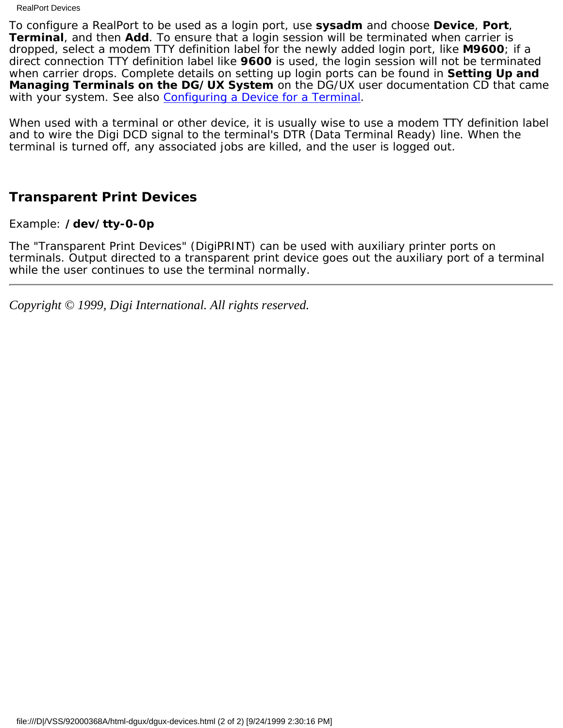To configure a RealPort to be used as a login port, use **sysadm** and choose **Device**, **Port**, **Terminal**, and then **Add**. To ensure that a login session will be terminated when carrier is dropped, select a modem TTY definition label for the newly added login port, like **M9600**; if a direct connection TTY definition label like **9600** is used, the login session will not be terminated when carrier drops. Complete details on setting up login ports can be found in **Setting Up and Managing Terminals on the DG/UX System** on the DG/UX user documentation CD that came with your system. See also Configuring a Device for a Terminal.

When used with a terminal or other device, it is usually wise to use a modem TTY definition label and to wire the Digi DCD signal to the terminal's DTR (Data Terminal Ready) line. When the terminal is turned off, any associated jobs are killed, and the user is logged out.

## Transparent Print Devices

Example: **/dev/tty-0-0p**

The "Transparent Print Devices" (DigiPRINT) can be used with auxiliary printer ports on terminals. Output directed to a transparent print device goes out the auxiliary port of a terminal while the user continues to use the terminal normally.

---

*Copyright © 1999, Digi International. All rights reserved.*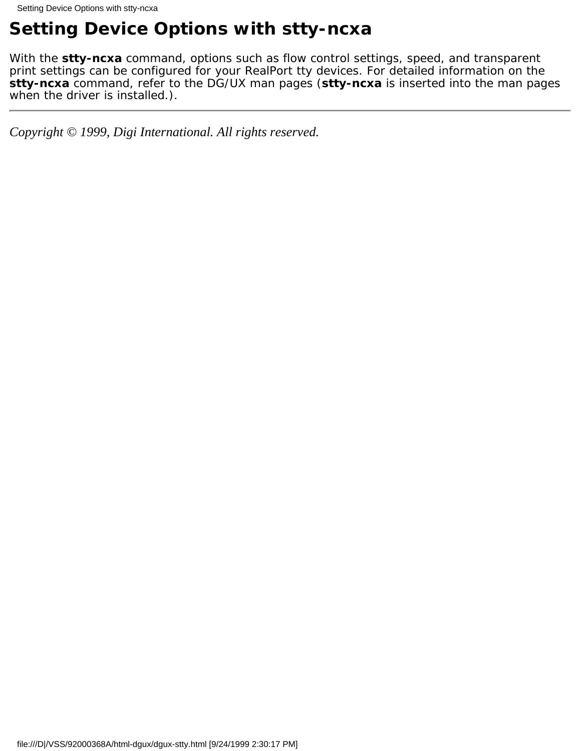# Setting Device Options with stty-ncxa

With the **stty-ncxa** command, options such as flow control settings, speed, and transparent print settings can be configured for your RealPort tty devices. For detailed information on the **stty-ncxa** command, refer to the DG/UX man pages (**stty-ncxa** is inserted into the man pages when the driver is installed.).

---

*Copyright © 1999, Digi International. All rights reserved.*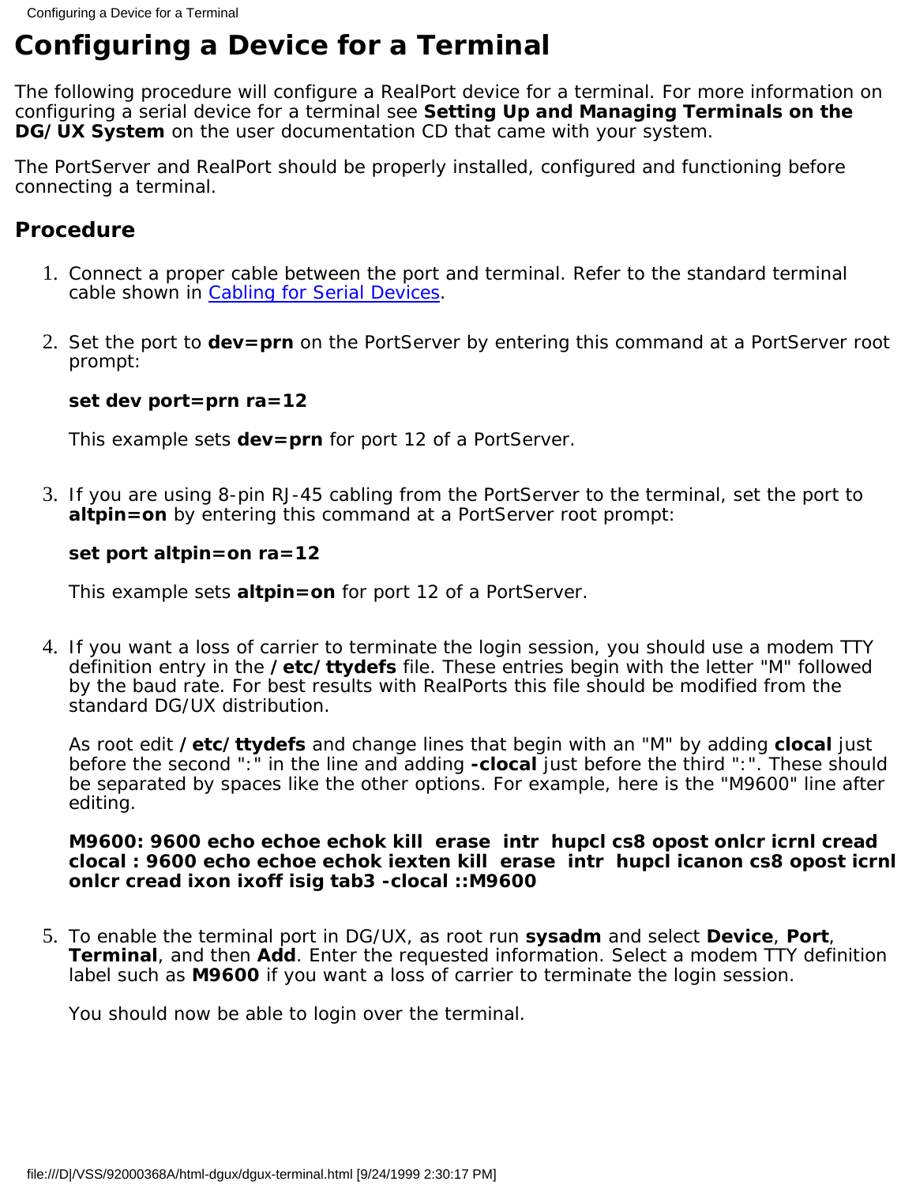# Configuring a Device for a Terminal

The following procedure will configure a RealPort device for a terminal. For more information on configuring a serial device for a terminal see **Setting Up and Managing Terminals on the DG/UX System** on the user documentation CD that came with your system.

The PortServer and RealPort should be properly installed, configured and functioning before connecting a terminal.

## Procedure

1. Connect a proper cable between the port and terminal. Refer to the standard terminal cable shown in Cabling for Serial Devices.

2. Set the port to **dev=prn** on the PortServer by entering this command at a PortServer root prompt:

   **set dev port=prn ra=12**

   This example sets **dev=prn** for port 12 of a PortServer.

3. If you are using 8-pin RJ-45 cabling from the PortServer to the terminal, set the port to **altpin=on** by entering this command at a PortServer root prompt:

   **set port altpin=on ra=12**

   This example sets **altpin=on** for port 12 of a PortServer.

4. If you want a loss of carrier to terminate the login session, you should use a modem TTY definition entry in the **/etc/ttydefs** file. These entries begin with the letter "M" followed by the baud rate. For best results with RealPorts this file should be modified from the standard DG/UX distribution.

   As root edit **/etc/ttydefs** and change lines that begin with an "M" by adding **clocal** just before the second ":" in the line and adding **-clocal** just before the third ":". These should be separated by spaces like the other options. For example, here is the "M9600" line after editing.

   **M9600: 9600 echo echoe echok kill erase intr hupcl cs8 opost onlcr icrnl cread clocal : 9600 echo echoe echok iexten kill erase intr hupcl icanon cs8 opost icrnl onlcr cread ixon ixoff isig tab3 -clocal ::M9600**

5. To enable the terminal port in DG/UX, as root run **sysadm** and select **Device**, **Port**, **Terminal**, and then **Add**. Enter the requested information. Select a modem TTY definition label such as **M9600** if you want a loss of carrier to terminate the login session.

   You should now be able to login over the terminal.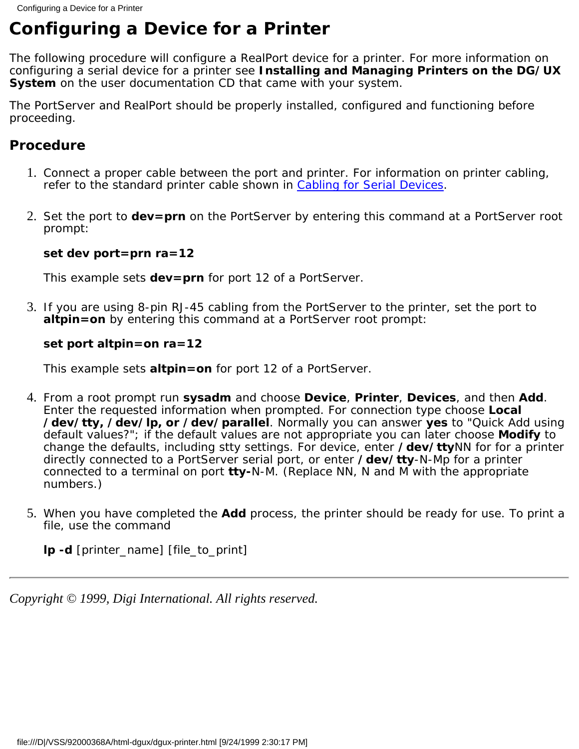# Configuring a Device for a Printer

The following procedure will configure a RealPort device for a printer. For more information on configuring a serial device for a printer see **Installing and Managing Printers on the DG/UX System** on the user documentation CD that came with your system.

The PortServer and RealPort should be properly installed, configured and functioning before proceeding.

## Procedure

1. Connect a proper cable between the port and printer. For information on printer cabling, refer to the standard printer cable shown in Cabling for Serial Devices.

2. Set the port to **dev=prn** on the PortServer by entering this command at a PortServer root prompt:

   **set dev port=prn ra=12**

   This example sets **dev=prn** for port 12 of a PortServer.

3. If you are using 8-pin RJ-45 cabling from the PortServer to the printer, set the port to **altpin=on** by entering this command at a PortServer root prompt:

   **set port altpin=on ra=12**

   This example sets **altpin=on** for port 12 of a PortServer.

4. From a root prompt run **sysadm** and choose **Device**, **Printer**, **Devices**, and then **Add**. Enter the requested information when prompted. For connection type choose **Local /dev/tty, /dev/lp, or /dev/parallel**. Normally you can answer **yes** to "Quick Add using default values?"; if the default values are not appropriate you can later choose **Modify** to change the defaults, including stty settings. For device, enter **/dev/tty**NN for for a printer directly connected to a PortServer serial port, or enter **/dev/tty**-N-Mp for a printer connected to a terminal on port **tty-**N-M. (Replace NN, N and M with the appropriate numbers.)

5. When you have completed the **Add** process, the printer should be ready for use. To print a file, use the command

   **lp -d** [printer_name] [file_to_print]

---

*Copyright © 1999, Digi International. All rights reserved.*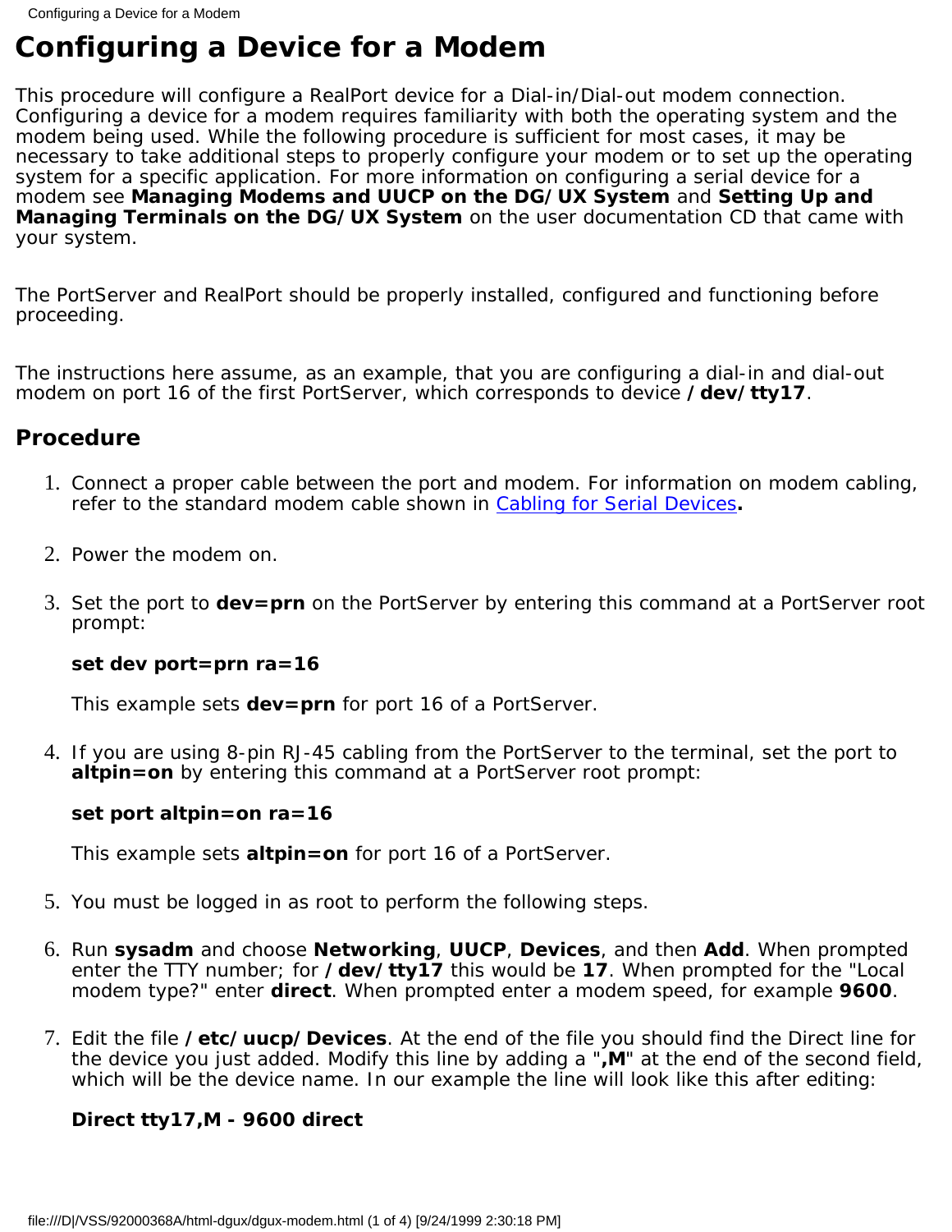# Configuring a Device for a Modem

This procedure will configure a RealPort device for a Dial-in/Dial-out modem connection. Configuring a device for a modem requires familiarity with both the operating system and the modem being used. While the following procedure is sufficient for most cases, it may be necessary to take additional steps to properly configure your modem or to set up the operating system for a specific application. For more information on configuring a serial device for a modem see **Managing Modems and UUCP on the DG/UX System** and **Setting Up and Managing Terminals on the DG/UX System** on the user documentation CD that came with your system.

The PortServer and RealPort should be properly installed, configured and functioning before proceeding.

The instructions here assume, as an example, that you are configuring a dial-in and dial-out modem on port 16 of the first PortServer, which corresponds to device **/dev/tty17**.

## Procedure

1. Connect a proper cable between the port and modem. For information on modem cabling, refer to the standard modem cable shown in Cabling for Serial Devices**.**

2. Power the modem on.

3. Set the port to **dev=prn** on the PortServer by entering this command at a PortServer root prompt:

   **set dev port=prn ra=16**

   This example sets **dev=prn** for port 16 of a PortServer.

4. If you are using 8-pin RJ-45 cabling from the PortServer to the terminal, set the port to **altpin=on** by entering this command at a PortServer root prompt:

   **set port altpin=on ra=16**

   This example sets **altpin=on** for port 16 of a PortServer.

5. You must be logged in as root to perform the following steps.

6. Run **sysadm** and choose **Networking**, **UUCP**, **Devices**, and then **Add**. When prompted enter the TTY number; for **/dev/tty17** this would be **17**. When prompted for the "Local modem type?" enter **direct**. When prompted enter a modem speed, for example **9600**.

7. Edit the file **/etc/uucp/Devices**. At the end of the file you should find the Direct line for the device you just added. Modify this line by adding a "**,M**" at the end of the second field, which will be the device name. In our example the line will look like this after editing:

   **Direct tty17,M - 9600 direct**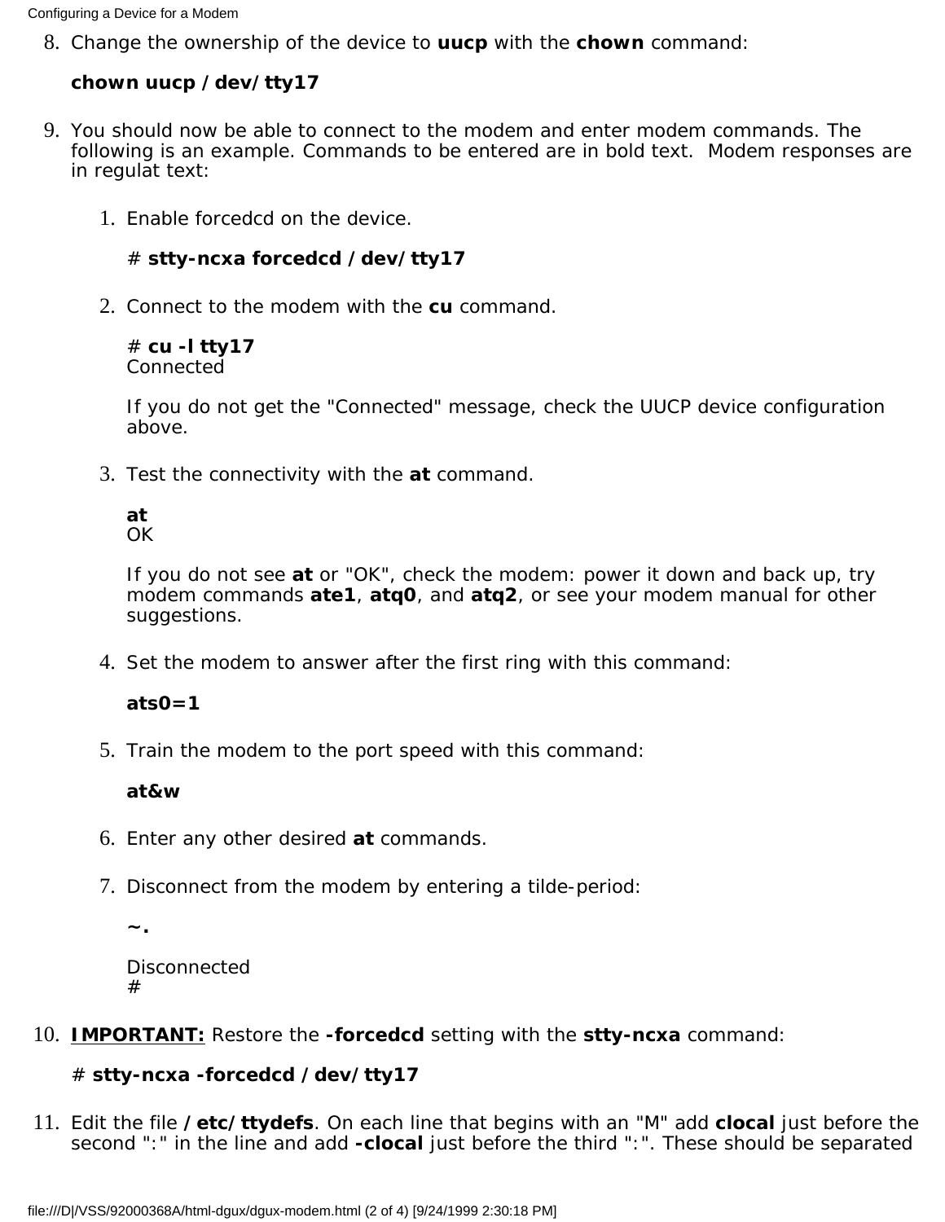8. Change the ownership of the device to **uucp** with the **chown** command:

   **chown uucp /dev/tty17**

9. You should now be able to connect to the modem and enter modem commands. The following is an example. Commands to be entered are in bold text. Modem responses are in regulat text:

   1. Enable forcedcd on the device.

      \# **stty-ncxa forcedcd /dev/tty17**

   2. Connect to the modem with the **cu** command.

      \# **cu -l tty17**  
      Connected

      If you do not get the "Connected" message, check the UUCP device configuration above.

   3. Test the connectivity with the **at** command.

      **at**  
      OK

      If you do not see **at** or "OK", check the modem: power it down and back up, try modem commands **ate1**, **atq0**, and **atq2**, or see your modem manual for other suggestions.

   4. Set the modem to answer after the first ring with this command:

      **ats0=1**

   5. Train the modem to the port speed with this command:

      **at&w**

   6. Enter any other desired **at** commands.

   7. Disconnect from the modem by entering a tilde-period:

      **~.**

      Disconnected  
      \#

10. **IMPORTANT:** Restore the **-forcedcd** setting with the **stty-ncxa** command:

    \# **stty-ncxa -forcedcd /dev/tty17**

11. Edit the file **/etc/ttydefs**. On each line that begins with an "M" add **clocal** just before the second ":" in the line and add **-clocal** just before the third ":". These should be separated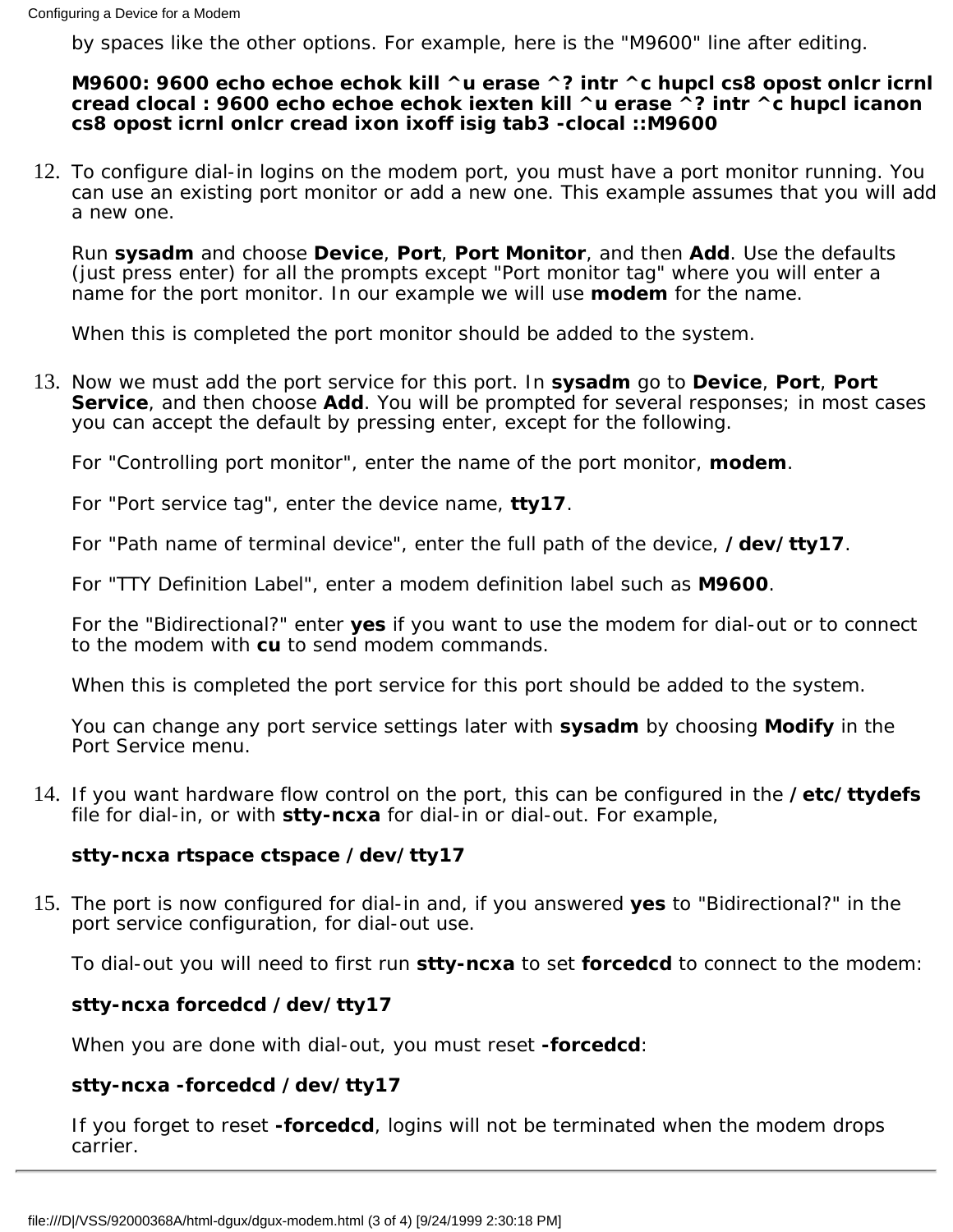by spaces like the other options. For example, here is the "M9600" line after editing.

**M9600: 9600 echo echoe echok kill ^u erase ^? intr ^c hupcl cs8 opost onlcr icrnl cread clocal : 9600 echo echoe echok iexten kill ^u erase ^? intr ^c hupcl icanon cs8 opost icrnl onlcr cread ixon ixoff isig tab3 -clocal ::M9600**

12. To configure dial-in logins on the modem port, you must have a port monitor running. You can use an existing port monitor or add a new one. This example assumes that you will add a new one.

    Run **sysadm** and choose **Device**, **Port**, **Port Monitor**, and then **Add**. Use the defaults (just press enter) for all the prompts except "Port monitor tag" where you will enter a name for the port monitor. In our example we will use **modem** for the name.

    When this is completed the port monitor should be added to the system.

13. Now we must add the port service for this port. In **sysadm** go to **Device**, **Port**, **Port Service**, and then choose **Add**. You will be prompted for several responses; in most cases you can accept the default by pressing enter, except for the following.

    For "Controlling port monitor", enter the name of the port monitor, **modem**.

    For "Port service tag", enter the device name, **tty17**.

    For "Path name of terminal device", enter the full path of the device, **/dev/tty17**.

    For "TTY Definition Label", enter a modem definition label such as **M9600**.

    For the "Bidirectional?" enter **yes** if you want to use the modem for dial-out or to connect to the modem with **cu** to send modem commands.

    When this is completed the port service for this port should be added to the system.

    You can change any port service settings later with **sysadm** by choosing **Modify** in the Port Service menu.

14. If you want hardware flow control on the port, this can be configured in the **/etc/ttydefs** file for dial-in, or with **stty-ncxa** for dial-in or dial-out. For example,

    **stty-ncxa rtspace ctspace /dev/tty17**

15. The port is now configured for dial-in and, if you answered **yes** to "Bidirectional?" in the port service configuration, for dial-out use.

    To dial-out you will need to first run **stty-ncxa** to set **forcedcd** to connect to the modem:

    **stty-ncxa forcedcd /dev/tty17**

    When you are done with dial-out, you must reset **-forcedcd**:

    **stty-ncxa -forcedcd /dev/tty17**

    If you forget to reset **-forcedcd**, logins will not be terminated when the modem drops carrier.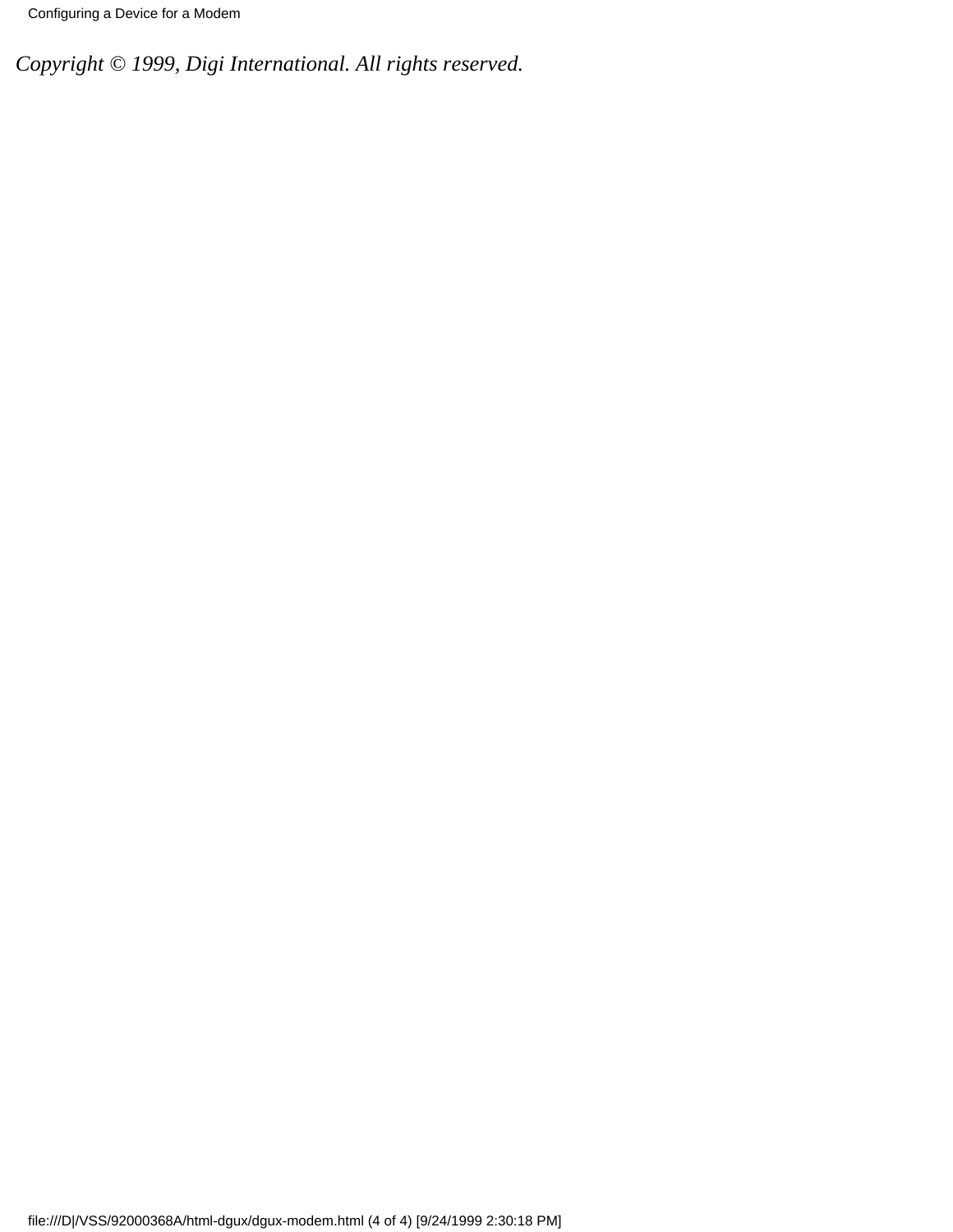*Copyright © 1999, Digi International. All rights reserved.*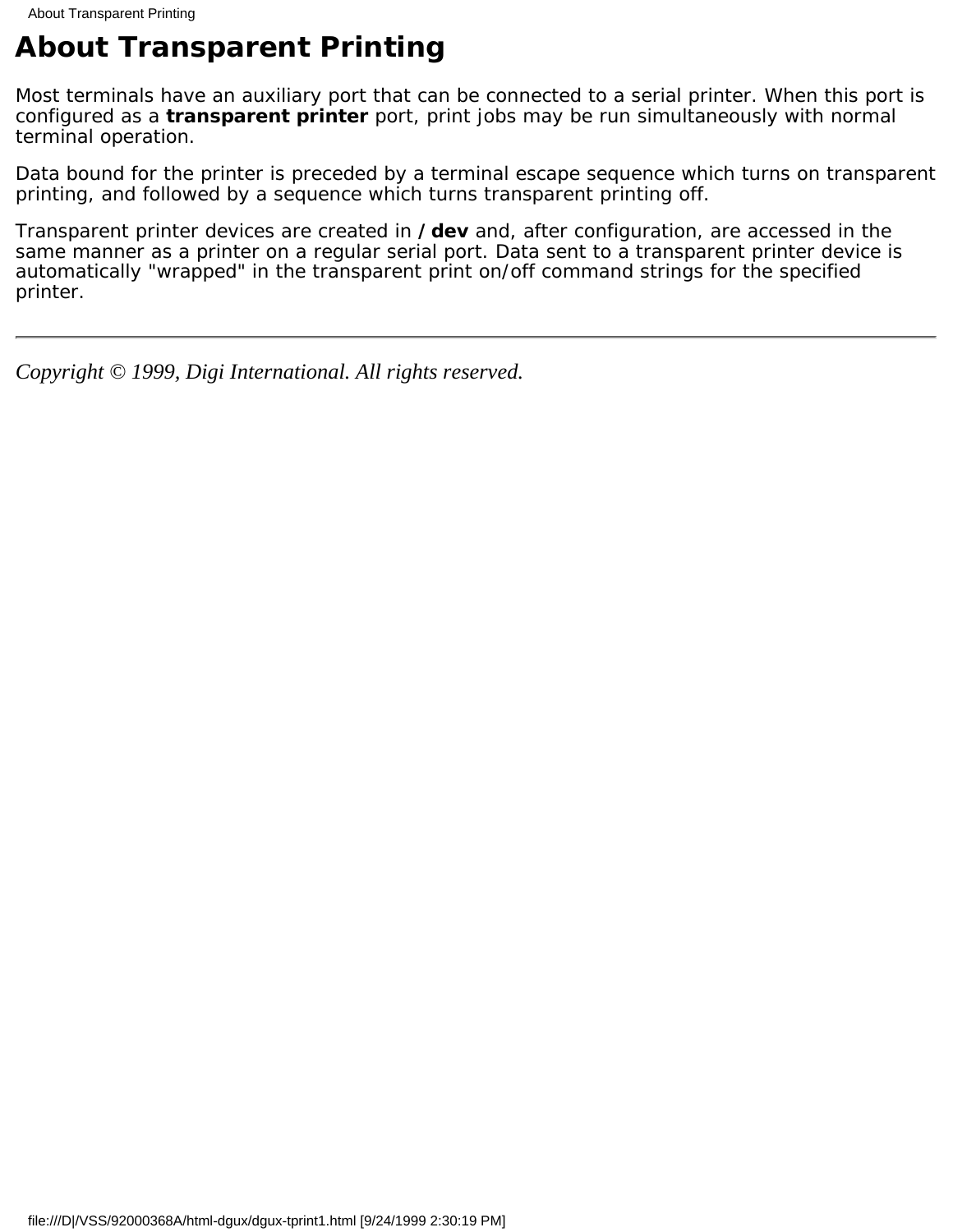# About Transparent Printing

Most terminals have an auxiliary port that can be connected to a serial printer. When this port is configured as a **transparent printer** port, print jobs may be run simultaneously with normal terminal operation.

Data bound for the printer is preceded by a terminal escape sequence which turns on transparent printing, and followed by a sequence which turns transparent printing off.

Transparent printer devices are created in **/dev** and, after configuration, are accessed in the same manner as a printer on a regular serial port. Data sent to a transparent printer device is automatically "wrapped" in the transparent print on/off command strings for the specified printer.

---

*Copyright © 1999, Digi International. All rights reserved.*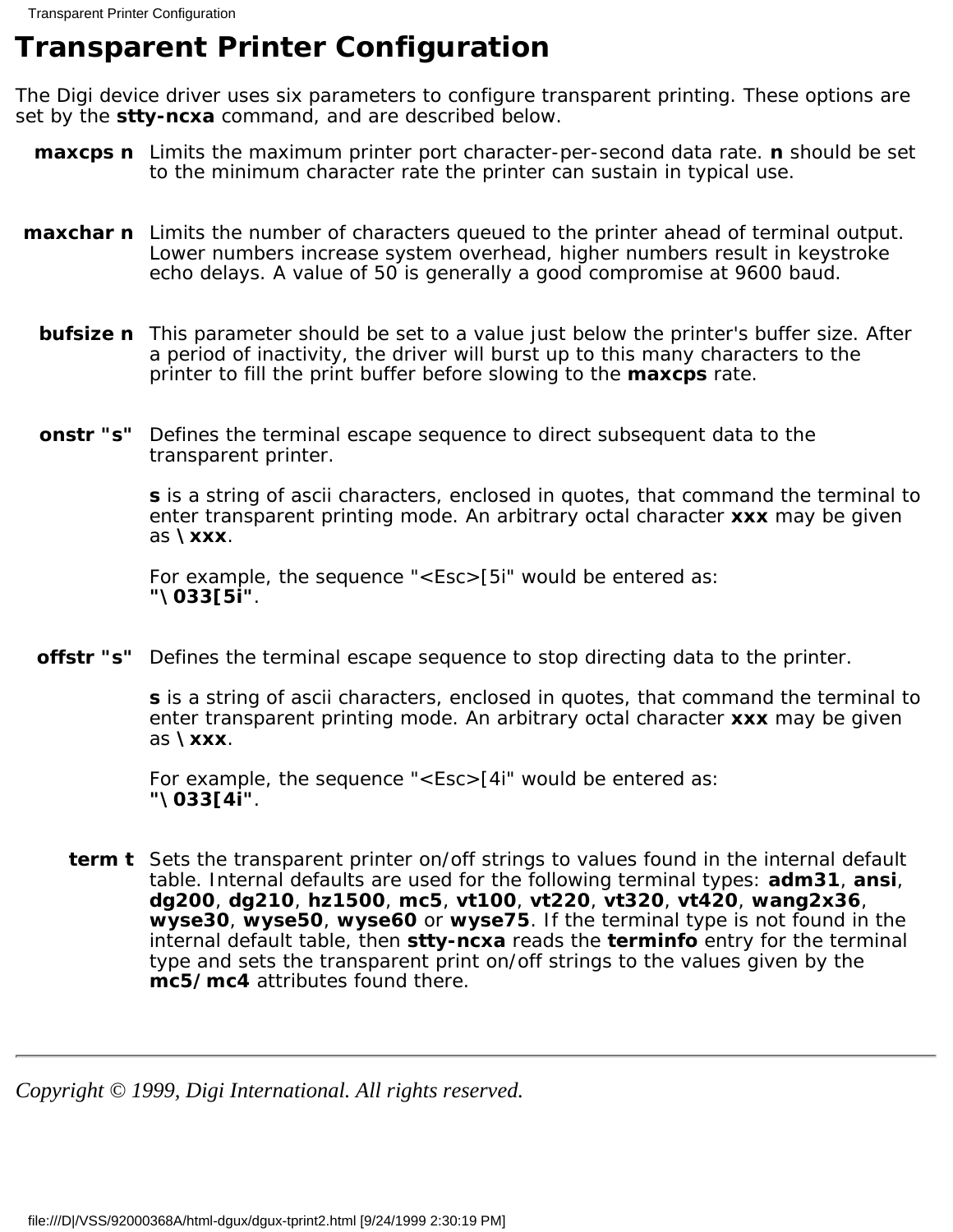# Transparent Printer Configuration

The Digi device driver uses six parameters to configure transparent printing. These options are set by the **stty-ncxa** command, and are described below.

**maxcps n** Limits the maximum printer port character-per-second data rate. **n** should be set to the minimum character rate the printer can sustain in typical use.

**maxchar n** Limits the number of characters queued to the printer ahead of terminal output. Lower numbers increase system overhead, higher numbers result in keystroke echo delays. A value of 50 is generally a good compromise at 9600 baud.

**bufsize n** This parameter should be set to a value just below the printer's buffer size. After a period of inactivity, the driver will burst up to this many characters to the printer to fill the print buffer before slowing to the **maxcps** rate.

**onstr "s"** Defines the terminal escape sequence to direct subsequent data to the transparent printer.

**s** is a string of ascii characters, enclosed in quotes, that command the terminal to enter transparent printing mode. An arbitrary octal character **xxx** may be given as **\xxx**.

For example, the sequence "<Esc>[5i" would be entered as:
**"\033[5i"**.

**offstr "s"** Defines the terminal escape sequence to stop directing data to the printer.

**s** is a string of ascii characters, enclosed in quotes, that command the terminal to enter transparent printing mode. An arbitrary octal character **xxx** may be given as **\xxx**.

For example, the sequence "<Esc>[4i" would be entered as:
**"\033[4i"**.

**term t** Sets the transparent printer on/off strings to values found in the internal default table. Internal defaults are used for the following terminal types: **adm31**, **ansi**, **dg200**, **dg210**, **hz1500**, **mc5**, **vt100**, **vt220**, **vt320**, **vt420**, **wang2x36**, **wyse30**, **wyse50**, **wyse60** or **wyse75**. If the terminal type is not found in the internal default table, then **stty-ncxa** reads the **terminfo** entry for the terminal type and sets the transparent print on/off strings to the values given by the **mc5/mc4** attributes found there.

---

*Copyright © 1999, Digi International. All rights reserved.*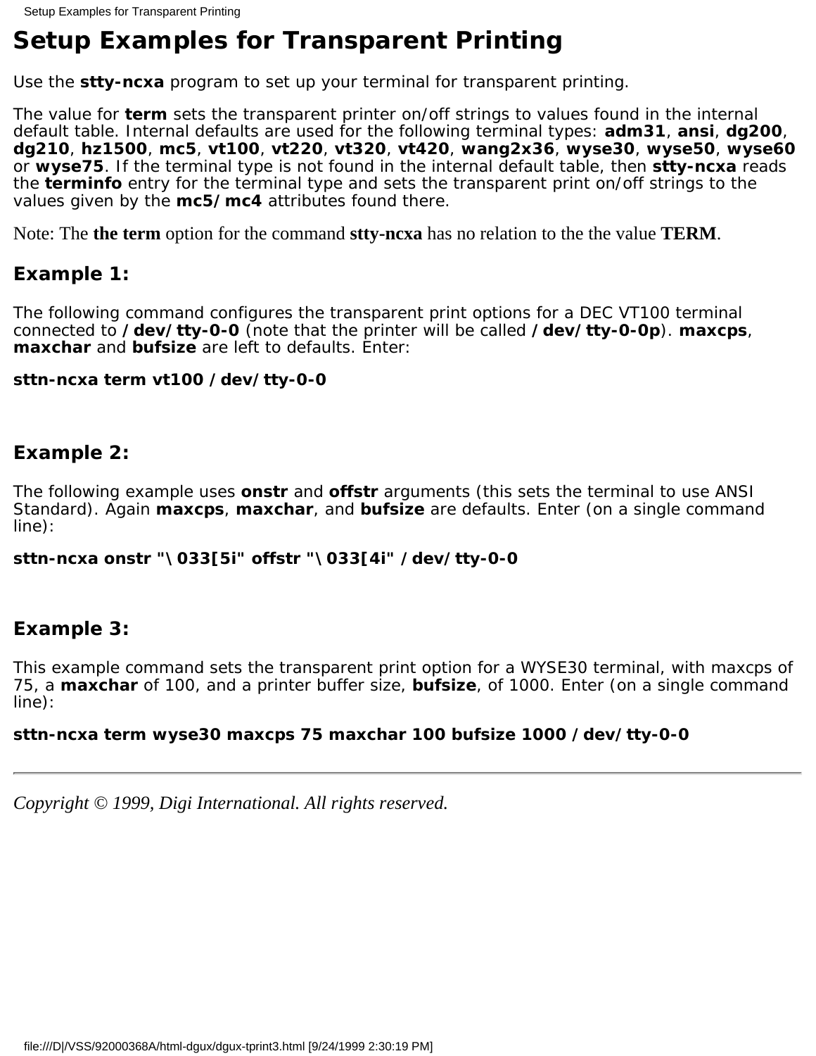# Setup Examples for Transparent Printing

Use the **stty-ncxa** program to set up your terminal for transparent printing.

The value for **term** sets the transparent printer on/off strings to values found in the internal default table. Internal defaults are used for the following terminal types: **adm31**, **ansi**, **dg200**, **dg210**, **hz1500**, **mc5**, **vt100**, **vt220**, **vt320**, **vt420**, **wang2x36**, **wyse30**, **wyse50**, **wyse60** or **wyse75**. If the terminal type is not found in the internal default table, then **stty-ncxa** reads the **terminfo** entry for the terminal type and sets the transparent print on/off strings to the values given by the **mc5/mc4** attributes found there.

Note: The **the term** option for the command **stty-ncxa** has no relation to the the value **TERM**.

### Example 1:

The following command configures the transparent print options for a DEC VT100 terminal connected to **/dev/tty-0-0** (note that the printer will be called **/dev/tty-0-0p**). **maxcps**, **maxchar** and **bufsize** are left to defaults. Enter:

**sttn-ncxa term vt100 /dev/tty-0-0**

### Example 2:

The following example uses **onstr** and **offstr** arguments (this sets the terminal to use ANSI Standard). Again **maxcps**, **maxchar**, and **bufsize** are defaults. Enter (on a single command line):

**sttn-ncxa onstr "\033[5i" offstr "\033[4i" /dev/tty-0-0**

### Example 3:

This example command sets the transparent print option for a WYSE30 terminal, with maxcps of 75, a **maxchar** of 100, and a printer buffer size, **bufsize**, of 1000. Enter (on a single command line):

**sttn-ncxa term wyse30 maxcps 75 maxchar 100 bufsize 1000 /dev/tty-0-0**

---

*Copyright © 1999, Digi International. All rights reserved.*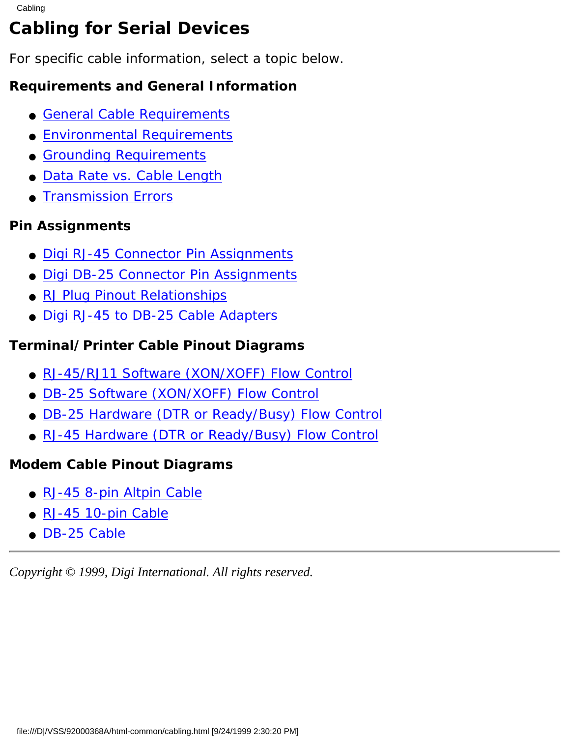# Cabling for Serial Devices

For specific cable information, select a topic below.

### Requirements and General Information

- General Cable Requirements
- Environmental Requirements
- Grounding Requirements
- Data Rate vs. Cable Length
- Transmission Errors

### Pin Assignments

- Digi RJ-45 Connector Pin Assignments
- Digi DB-25 Connector Pin Assignments
- RJ Plug Pinout Relationships
- Digi RJ-45 to DB-25 Cable Adapters

### Terminal/Printer Cable Pinout Diagrams

- RJ-45/RJ11 Software (XON/XOFF) Flow Control
- DB-25 Software (XON/XOFF) Flow Control
- DB-25 Hardware (DTR or Ready/Busy) Flow Control
- RJ-45 Hardware (DTR or Ready/Busy) Flow Control

### Modem Cable Pinout Diagrams

- RJ-45 8-pin Altpin Cable
- RJ-45 10-pin Cable
- DB-25 Cable

---

*Copyright © 1999, Digi International. All rights reserved.*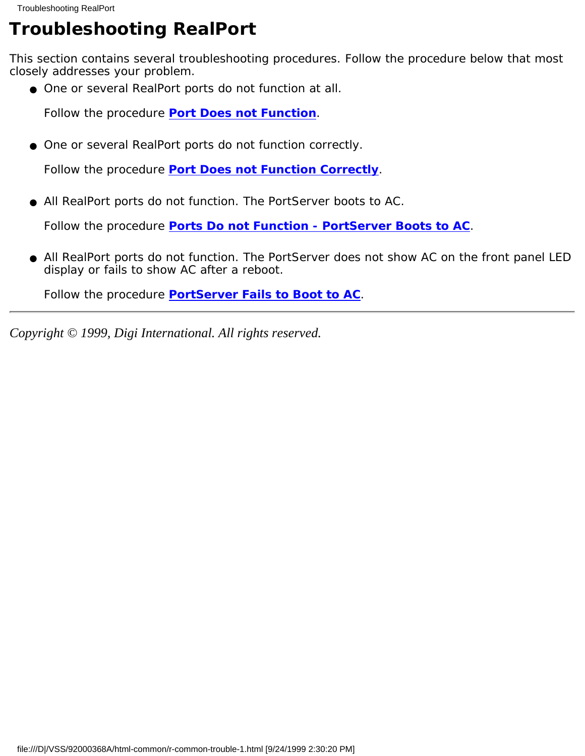# Troubleshooting RealPort

This section contains several troubleshooting procedures. Follow the procedure below that most closely addresses your problem.

- One or several RealPort ports do not function at all.

  Follow the procedure **Port Does not Function**.

- One or several RealPort ports do not function correctly.

  Follow the procedure **Port Does not Function Correctly**.

- All RealPort ports do not function. The PortServer boots to AC.

  Follow the procedure **Ports Do not Function - PortServer Boots to AC**.

- All RealPort ports do not function. The PortServer does not show AC on the front panel LED display or fails to show AC after a reboot.

  Follow the procedure **PortServer Fails to Boot to AC**.

---

*Copyright © 1999, Digi International. All rights reserved.*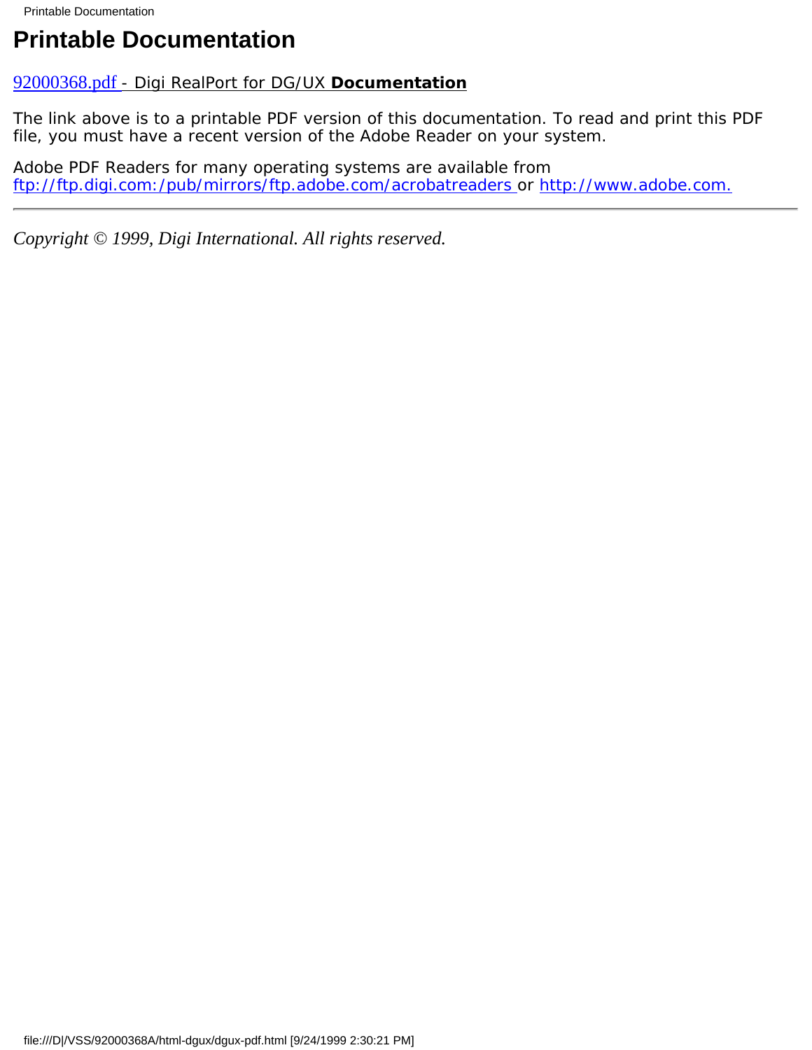# Printable Documentation

[92000368.pdf](92000368.pdf) - Digi RealPort for DG/UX **Documentation**

The link above is to a printable PDF version of this documentation. To read and print this PDF file, you must have a recent version of the Adobe Reader on your system.

Adobe PDF Readers for many operating systems are available from ftp://ftp.digi.com:/pub/mirrors/ftp.adobe.com/acrobatreaders or http://www.adobe.com.

---

*Copyright © 1999, Digi International. All rights reserved.*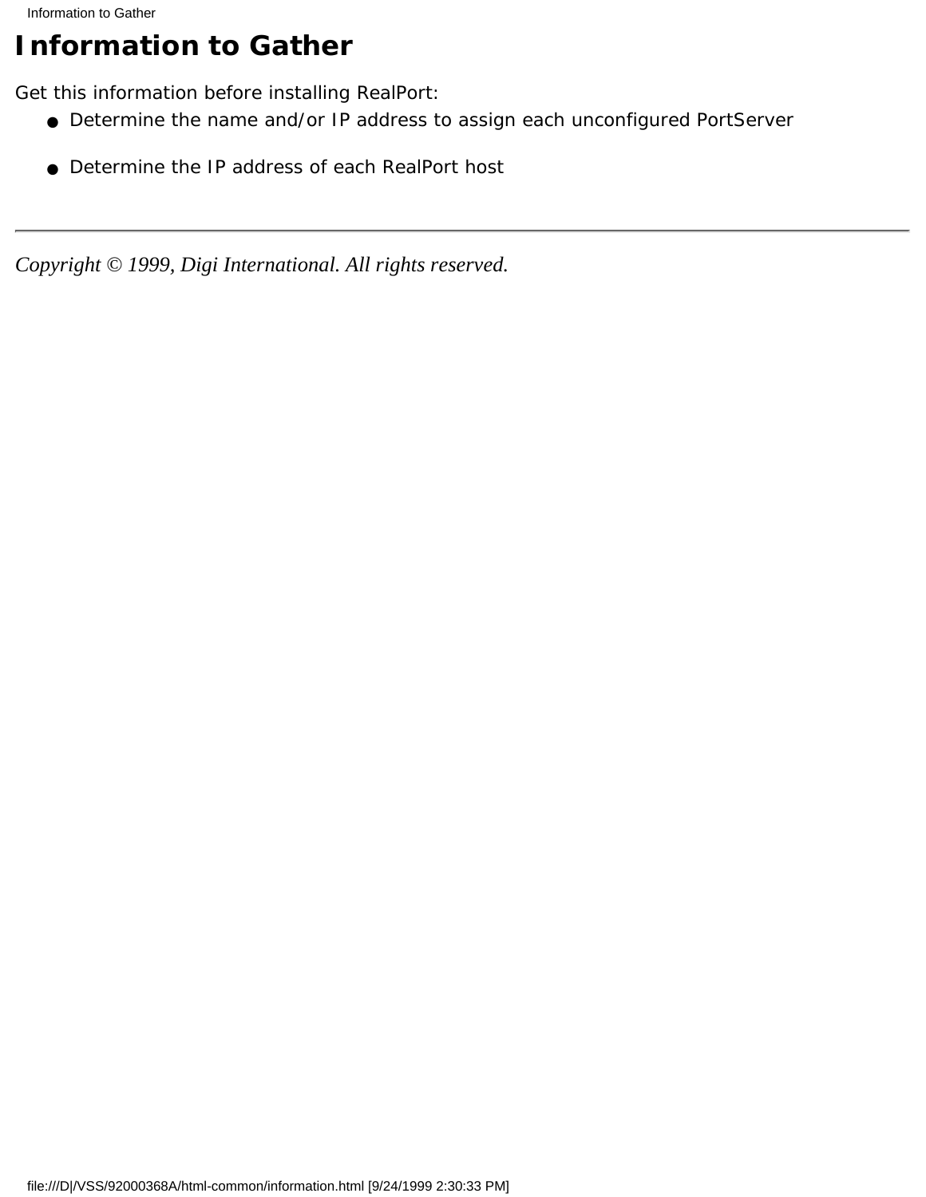# Information to Gather

Get this information before installing RealPort:

- Determine the name and/or IP address to assign each unconfigured PortServer
- Determine the IP address of each RealPort host

---

*Copyright © 1999, Digi International. All rights reserved.*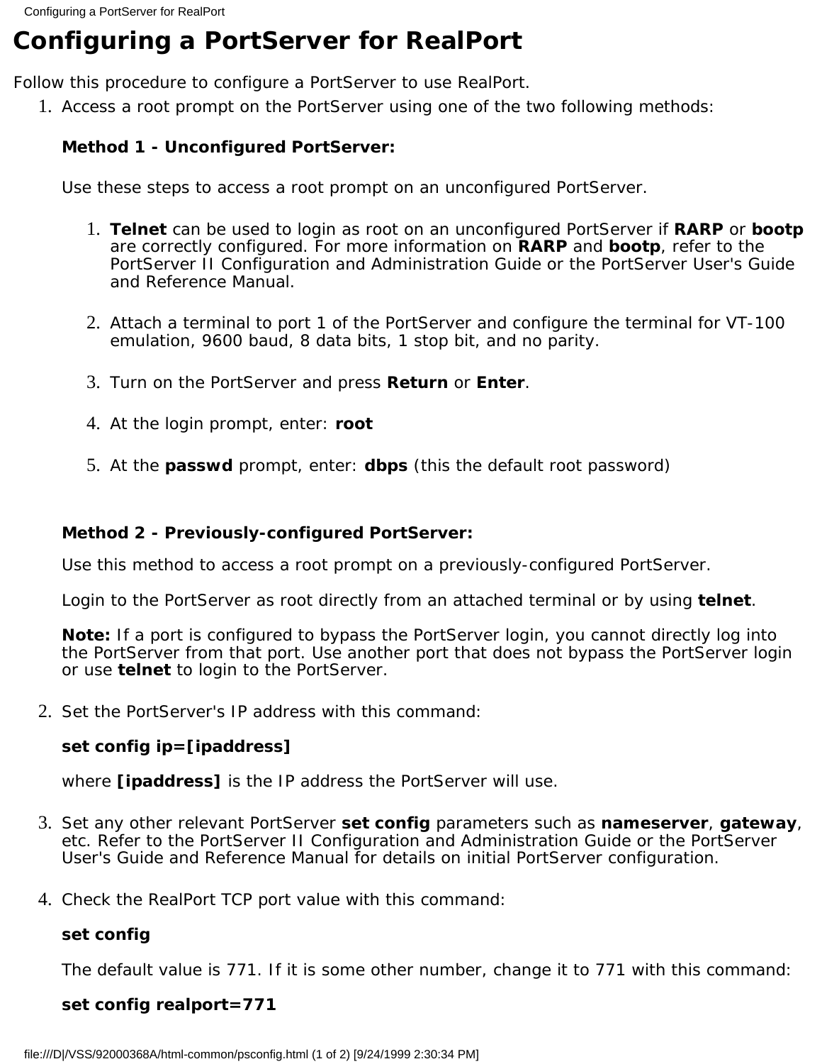# Configuring a PortServer for RealPort

Follow this procedure to configure a PortServer to use RealPort.

1. Access a root prompt on the PortServer using one of the two following methods:

   **Method 1 - Unconfigured PortServer:**

   Use these steps to access a root prompt on an unconfigured PortServer.

   1. **Telnet** can be used to login as root on an unconfigured PortServer if **RARP** or **bootp** are correctly configured. For more information on **RARP** and **bootp**, refer to the PortServer II Configuration and Administration Guide or the PortServer User's Guide and Reference Manual.
   2. Attach a terminal to port 1 of the PortServer and configure the terminal for VT-100 emulation, 9600 baud, 8 data bits, 1 stop bit, and no parity.
   3. Turn on the PortServer and press **Return** or **Enter**.
   4. At the login prompt, enter: **root**
   5. At the **passwd** prompt, enter: **dbps** (this the default root password)

   **Method 2 - Previously-configured PortServer:**

   Use this method to access a root prompt on a previously-configured PortServer.

   Login to the PortServer as root directly from an attached terminal or by using **telnet**.

   **Note:** If a port is configured to bypass the PortServer login, you cannot directly log into the PortServer from that port. Use another port that does not bypass the PortServer login or use **telnet** to login to the PortServer.

2. Set the PortServer's IP address with this command:

   **set config ip=[ipaddress]**

   where **[ipaddress]** is the IP address the PortServer will use.

3. Set any other relevant PortServer **set config** parameters such as **nameserver**, **gateway**, etc. Refer to the PortServer II Configuration and Administration Guide or the PortServer User's Guide and Reference Manual for details on initial PortServer configuration.

4. Check the RealPort TCP port value with this command:

   **set config**

   The default value is 771. If it is some other number, change it to 771 with this command:

   **set config realport=771**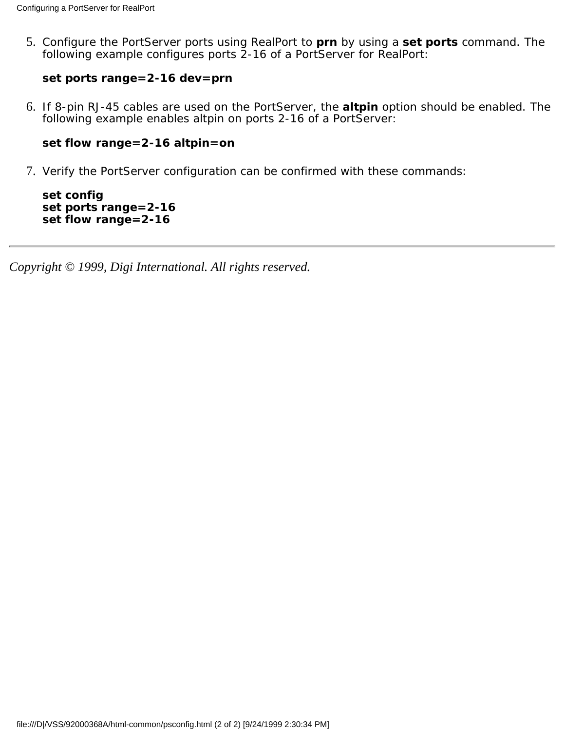5. Configure the PortServer ports using RealPort to **prn** by using a **set ports** command. The following example configures ports 2-16 of a PortServer for RealPort:

   **set ports range=2-16 dev=prn**

6. If 8-pin RJ-45 cables are used on the PortServer, the **altpin** option should be enabled. The following example enables altpin on ports 2-16 of a PortServer:

   **set flow range=2-16 altpin=on**

7. Verify the PortServer configuration can be confirmed with these commands:

   **set config**
   **set ports range=2-16**
   **set flow range=2-16**

---

*Copyright © 1999, Digi International. All rights reserved.*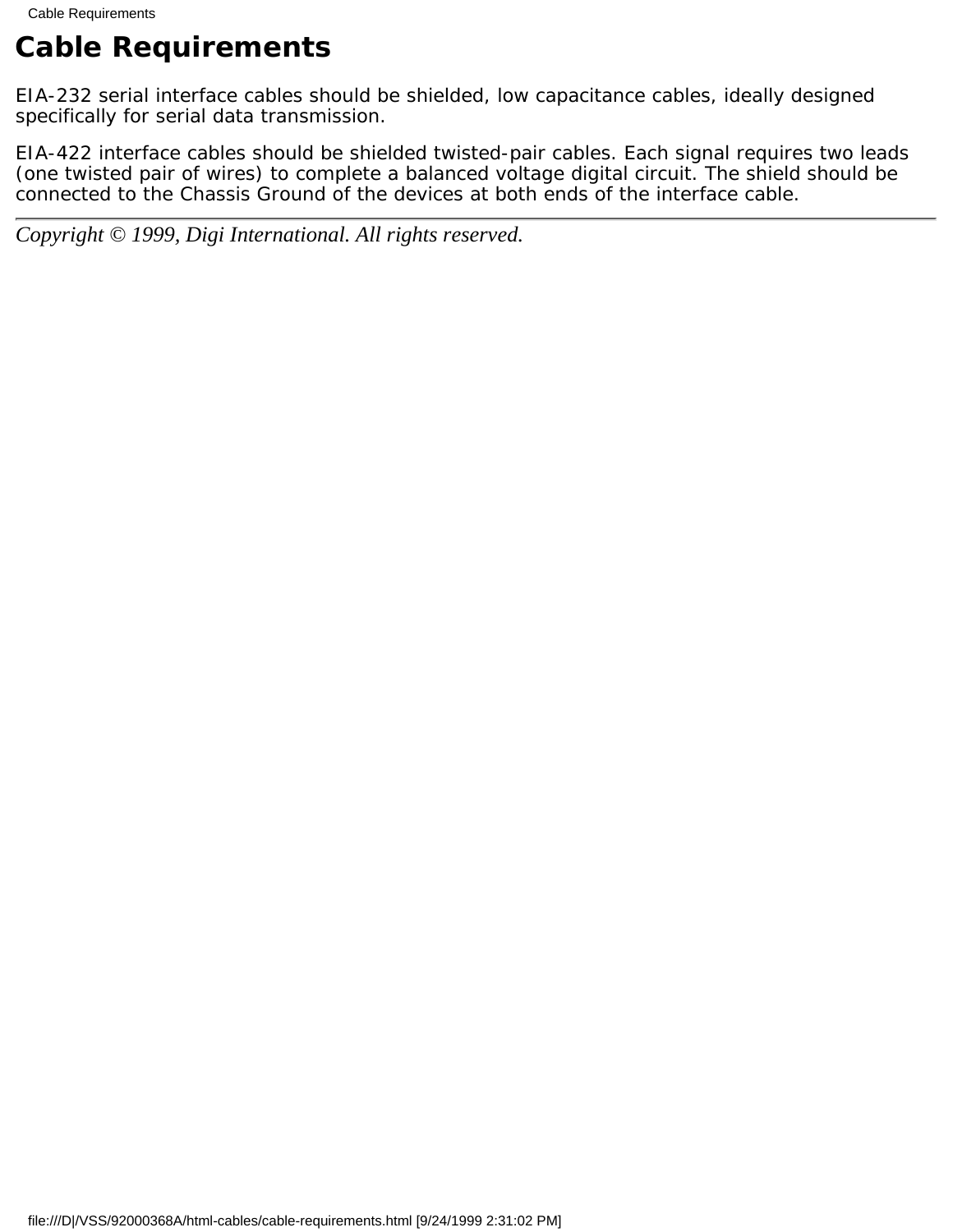# Cable Requirements

EIA-232 serial interface cables should be shielded, low capacitance cables, ideally designed specifically for serial data transmission.

EIA-422 interface cables should be shielded twisted-pair cables. Each signal requires two leads (one twisted pair of wires) to complete a balanced voltage digital circuit. The shield should be connected to the Chassis Ground of the devices at both ends of the interface cable.

---

*Copyright © 1999, Digi International. All rights reserved.*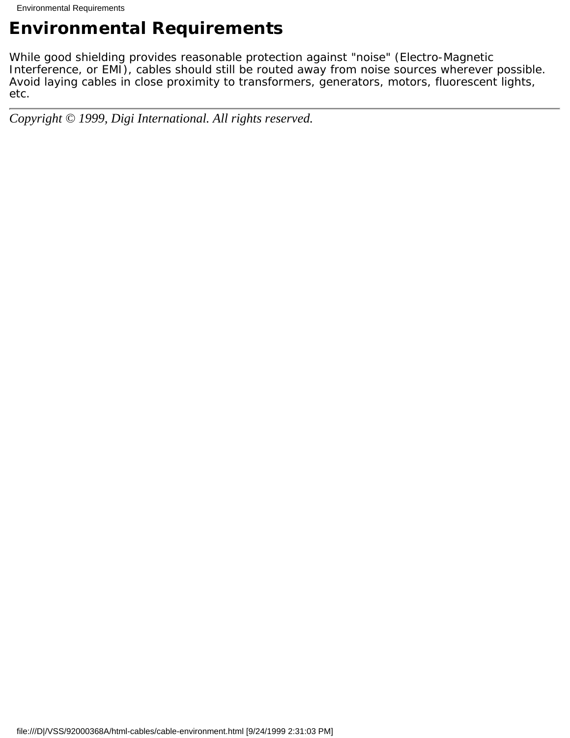# Environmental Requirements

While good shielding provides reasonable protection against "noise" (Electro-Magnetic Interference, or EMI), cables should still be routed away from noise sources wherever possible. Avoid laying cables in close proximity to transformers, generators, motors, fluorescent lights, etc.

---

*Copyright © 1999, Digi International. All rights reserved.*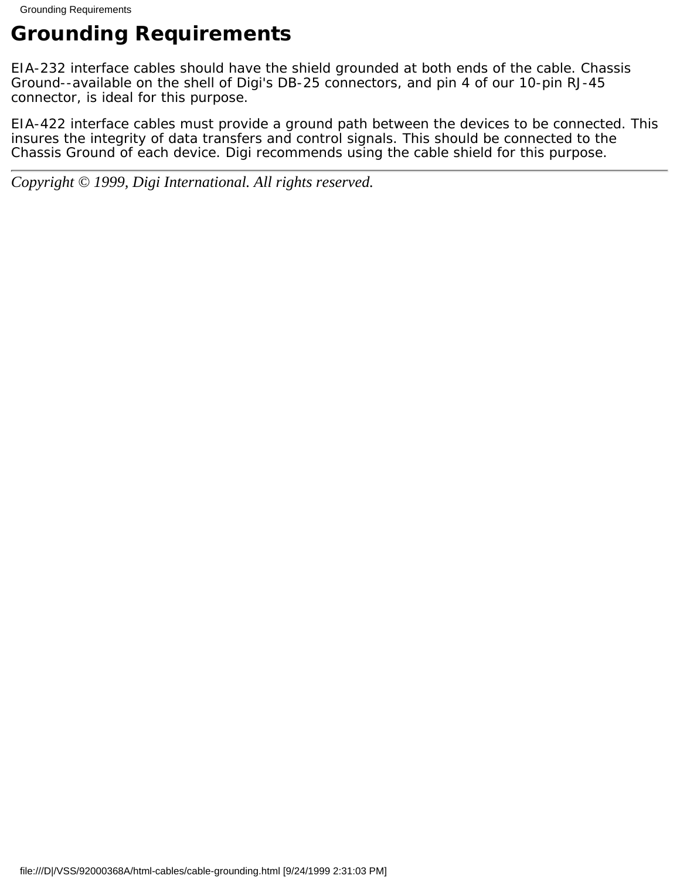# Grounding Requirements

EIA-232 interface cables should have the shield grounded at both ends of the cable. Chassis Ground--available on the shell of Digi's DB-25 connectors, and pin 4 of our 10-pin RJ-45 connector, is ideal for this purpose.

EIA-422 interface cables must provide a ground path between the devices to be connected. This insures the integrity of data transfers and control signals. This should be connected to the Chassis Ground of each device. Digi recommends using the cable shield for this purpose.

---

*Copyright © 1999, Digi International. All rights reserved.*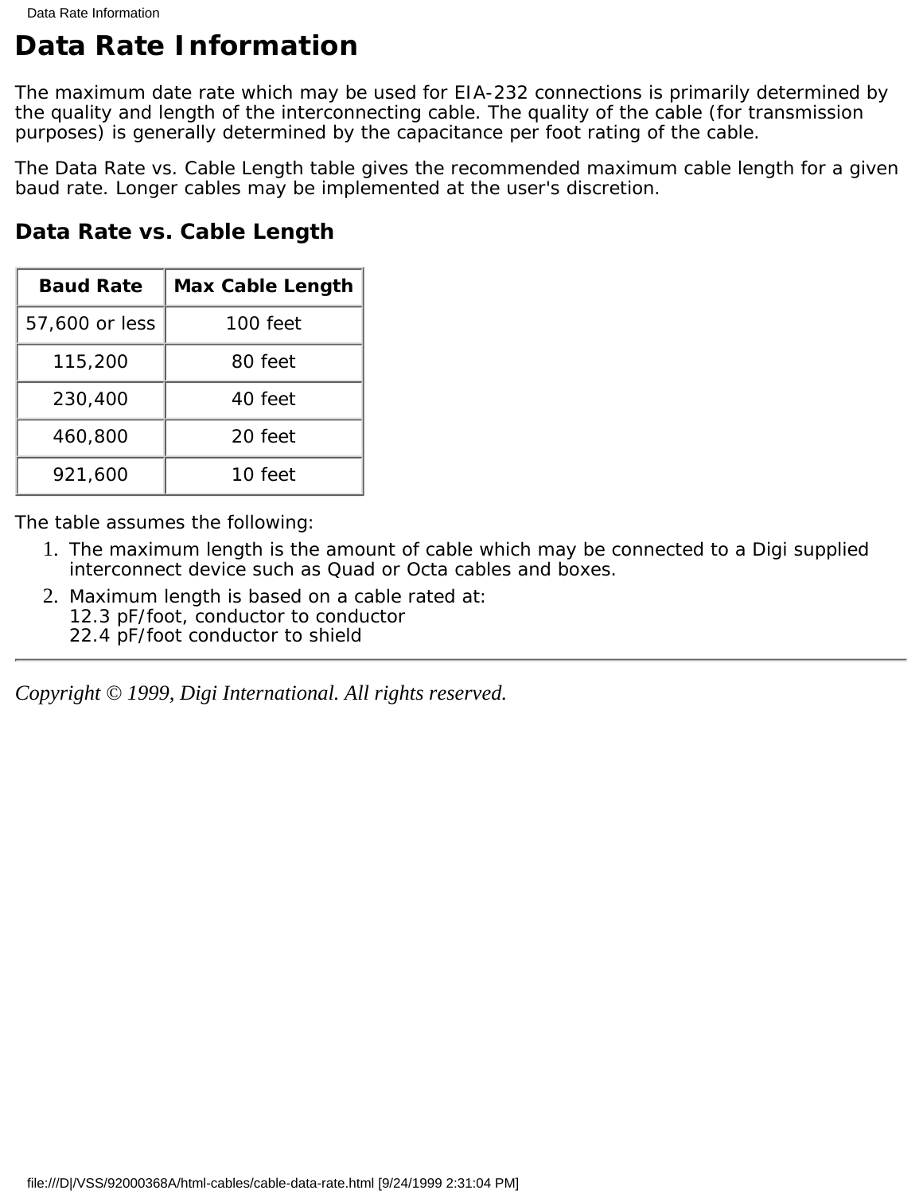# Data Rate Information

The maximum date rate which may be used for EIA-232 connections is primarily determined by the quality and length of the interconnecting cable. The quality of the cable (for transmission purposes) is generally determined by the capacitance per foot rating of the cable.

The Data Rate vs. Cable Length table gives the recommended maximum cable length for a given baud rate. Longer cables may be implemented at the user's discretion.

## Data Rate vs. Cable Length

| Baud Rate | Max Cable Length |
| --- | --- |
| 57,600 or less | 100 feet |
| 115,200 | 80 feet |
| 230,400 | 40 feet |
| 460,800 | 20 feet |
| 921,600 | 10 feet |

The table assumes the following:

1. The maximum length is the amount of cable which may be connected to a Digi supplied interconnect device such as Quad or Octa cables and boxes.
2. Maximum length is based on a cable rated at:
   12.3 pF/foot, conductor to conductor
   22.4 pF/foot conductor to shield

---

*Copyright © 1999, Digi International. All rights reserved.*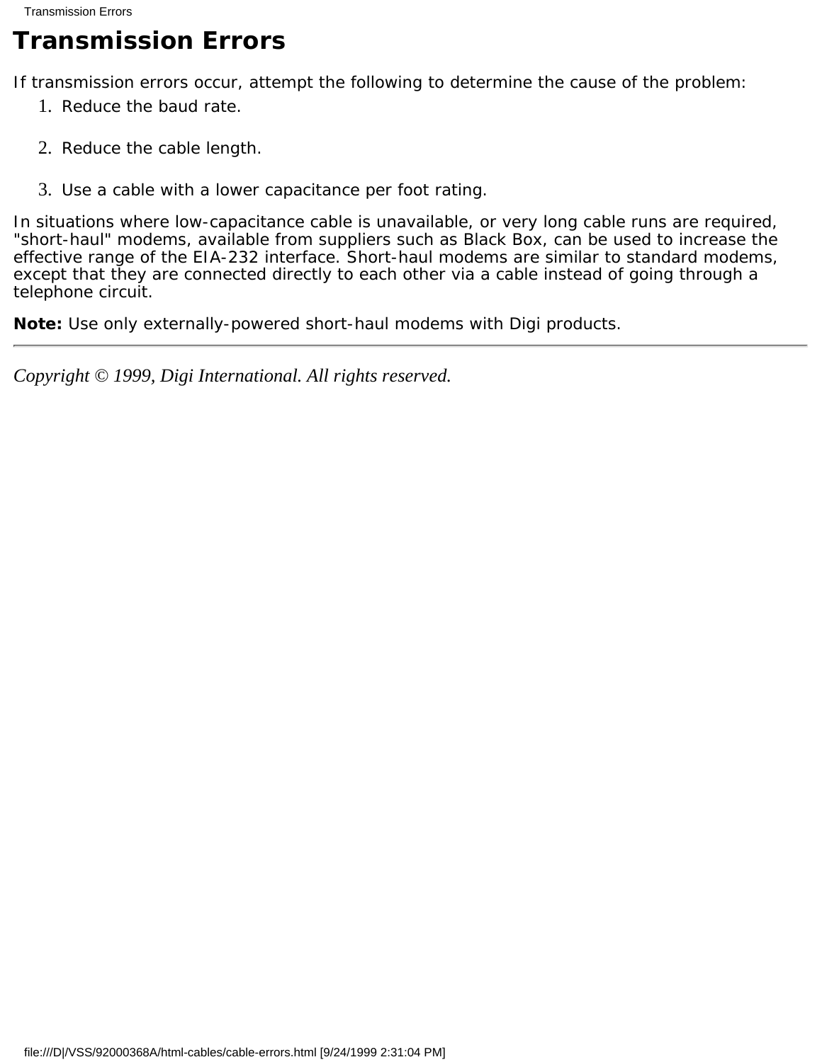# Transmission Errors

If transmission errors occur, attempt the following to determine the cause of the problem:

1. Reduce the baud rate.
2. Reduce the cable length.
3. Use a cable with a lower capacitance per foot rating.

In situations where low-capacitance cable is unavailable, or very long cable runs are required, "short-haul" modems, available from suppliers such as Black Box, can be used to increase the effective range of the EIA-232 interface. Short-haul modems are similar to standard modems, except that they are connected directly to each other via a cable instead of going through a telephone circuit.

**Note:** Use only externally-powered short-haul modems with Digi products.

---

*Copyright © 1999, Digi International. All rights reserved.*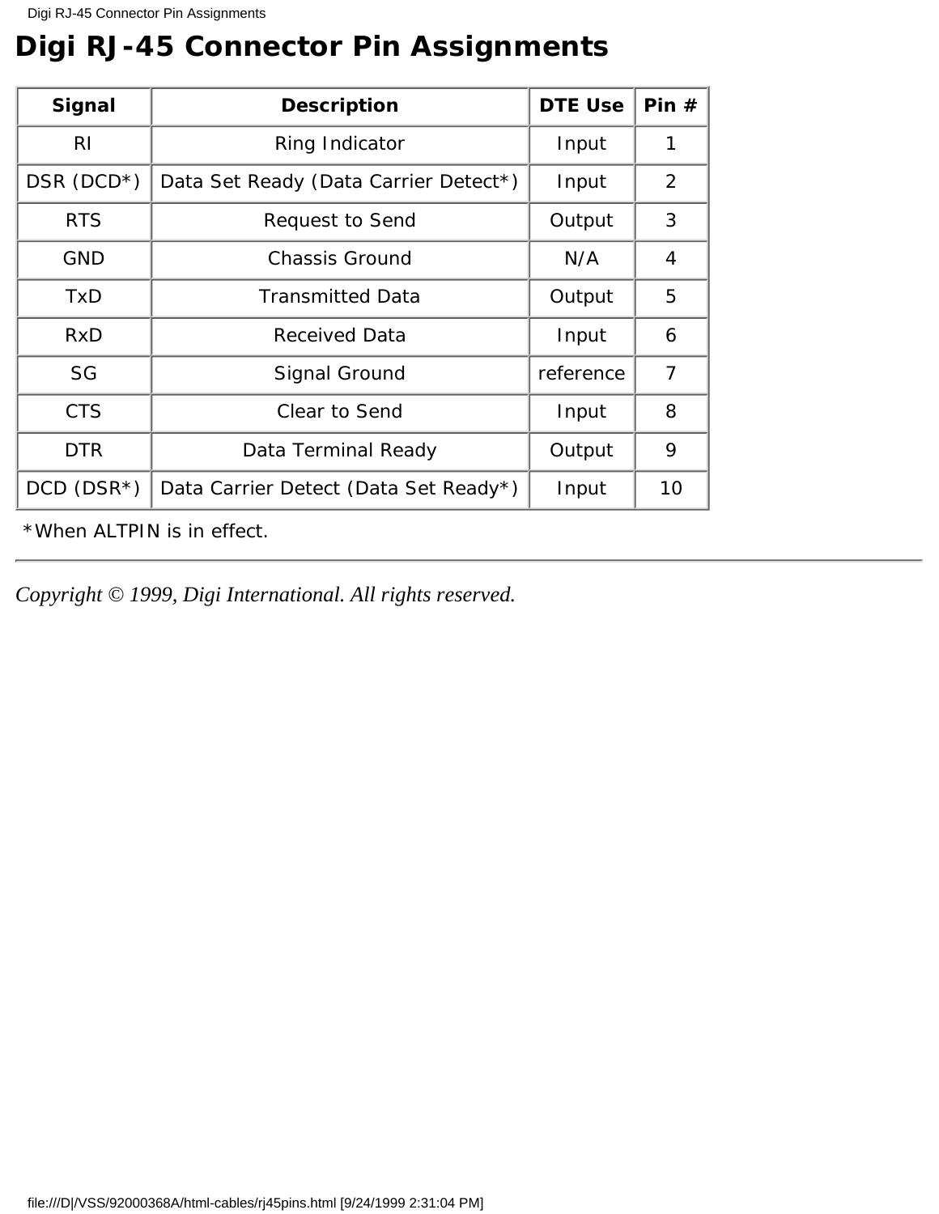# Digi RJ-45 Connector Pin Assignments

| Signal | Description | DTE Use | Pin # |
|---|---|---|---|
| RI | Ring Indicator | Input | 1 |
| DSR (DCD*) | Data Set Ready (Data Carrier Detect*) | Input | 2 |
| RTS | Request to Send | Output | 3 |
| GND | Chassis Ground | N/A | 4 |
| TxD | Transmitted Data | Output | 5 |
| RxD | Received Data | Input | 6 |
| SG | Signal Ground | reference | 7 |
| CTS | Clear to Send | Input | 8 |
| DTR | Data Terminal Ready | Output | 9 |
| DCD (DSR*) | Data Carrier Detect (Data Set Ready*) | Input | 10 |

*When ALTPIN is in effect.

---

*Copyright © 1999, Digi International. All rights reserved.*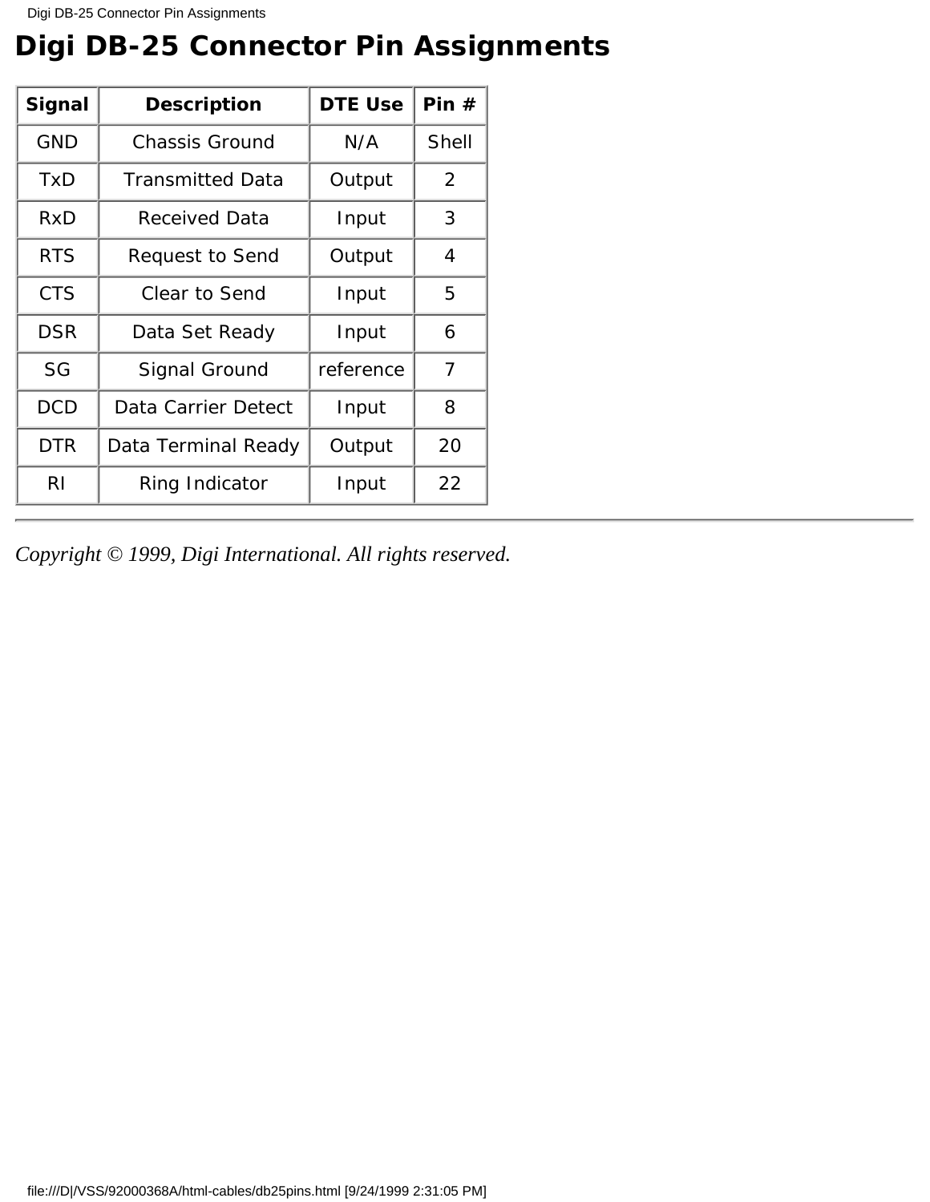# Digi DB-25 Connector Pin Assignments

| Signal | Description | DTE Use | Pin # |
|---|---|---|---|
| GND | Chassis Ground | N/A | Shell |
| TxD | Transmitted Data | Output | 2 |
| RxD | Received Data | Input | 3 |
| RTS | Request to Send | Output | 4 |
| CTS | Clear to Send | Input | 5 |
| DSR | Data Set Ready | Input | 6 |
| SG | Signal Ground | reference | 7 |
| DCD | Data Carrier Detect | Input | 8 |
| DTR | Data Terminal Ready | Output | 20 |
| RI | Ring Indicator | Input | 22 |

---

*Copyright © 1999, Digi International. All rights reserved.*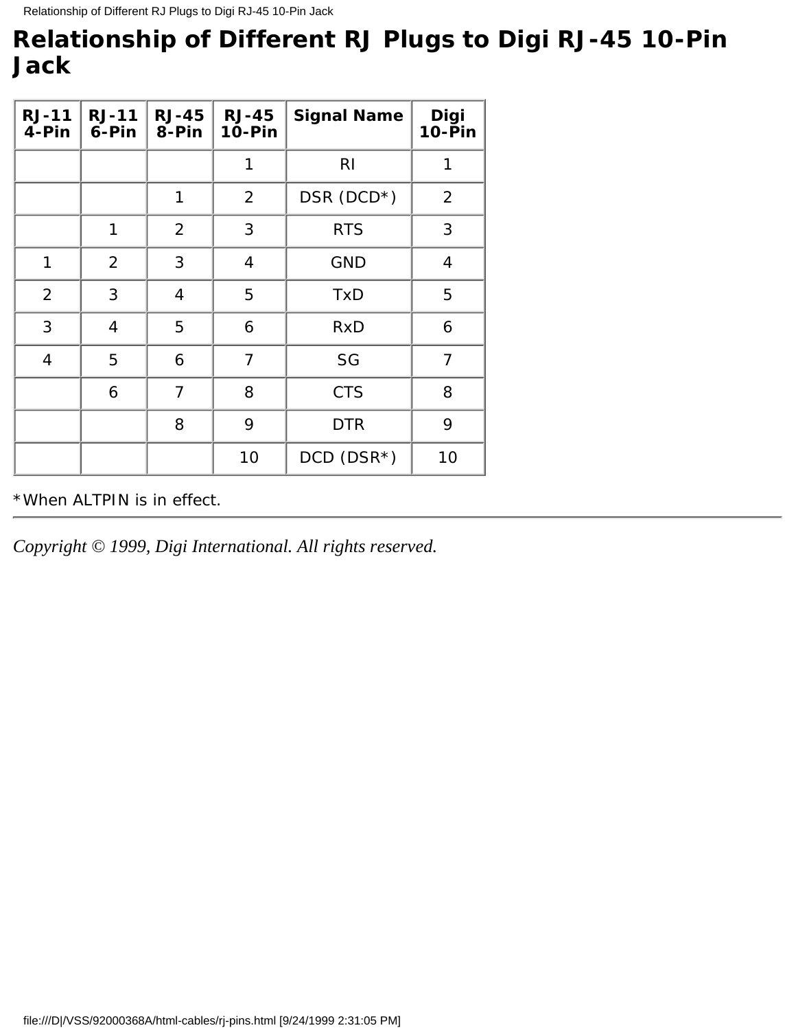# Relationship of Different RJ Plugs to Digi RJ-45 10-Pin Jack

| RJ-11 4-Pin | RJ-11 6-Pin | RJ-45 8-Pin | RJ-45 10-Pin | Signal Name | Digi 10-Pin |
|---|---|---|---|---|---|
| | | | 1 | RI | 1 |
| | | 1 | 2 | DSR (DCD*) | 2 |
| | 1 | 2 | 3 | RTS | 3 |
| 1 | 2 | 3 | 4 | GND | 4 |
| 2 | 3 | 4 | 5 | TxD | 5 |
| 3 | 4 | 5 | 6 | RxD | 6 |
| 4 | 5 | 6 | 7 | SG | 7 |
| | 6 | 7 | 8 | CTS | 8 |
| | | 8 | 9 | DTR | 9 |
| | | | 10 | DCD (DSR*) | 10 |

*When ALTPIN is in effect.

---

*Copyright © 1999, Digi International. All rights reserved.*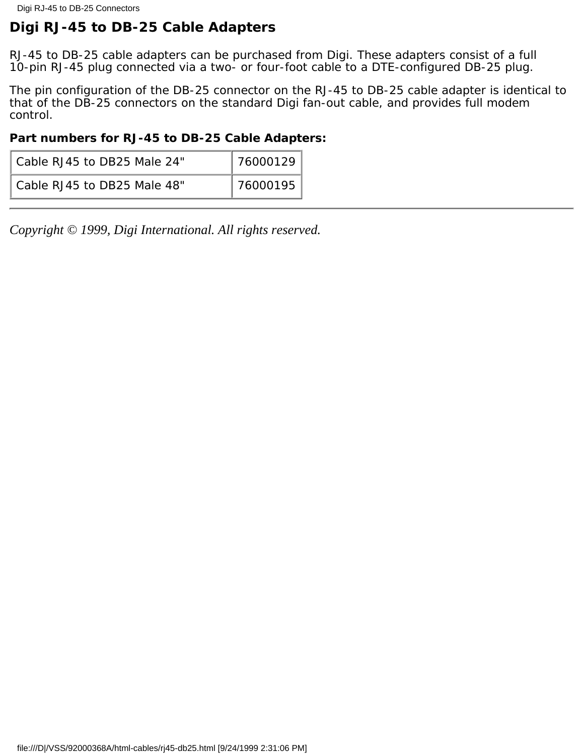# Digi RJ-45 to DB-25 Cable Adapters

RJ-45 to DB-25 cable adapters can be purchased from Digi. These adapters consist of a full 10-pin RJ-45 plug connected via a two- or four-foot cable to a DTE-configured DB-25 plug.

The pin configuration of the DB-25 connector on the RJ-45 to DB-25 cable adapter is identical to that of the DB-25 connectors on the standard Digi fan-out cable, and provides full modem control.

**Part numbers for RJ-45 to DB-25 Cable Adapters:**

| | |
|---|---|
| Cable RJ45 to DB25 Male 24" | 76000129 |
| Cable RJ45 to DB25 Male 48" | 76000195 |

---

*Copyright © 1999, Digi International. All rights reserved.*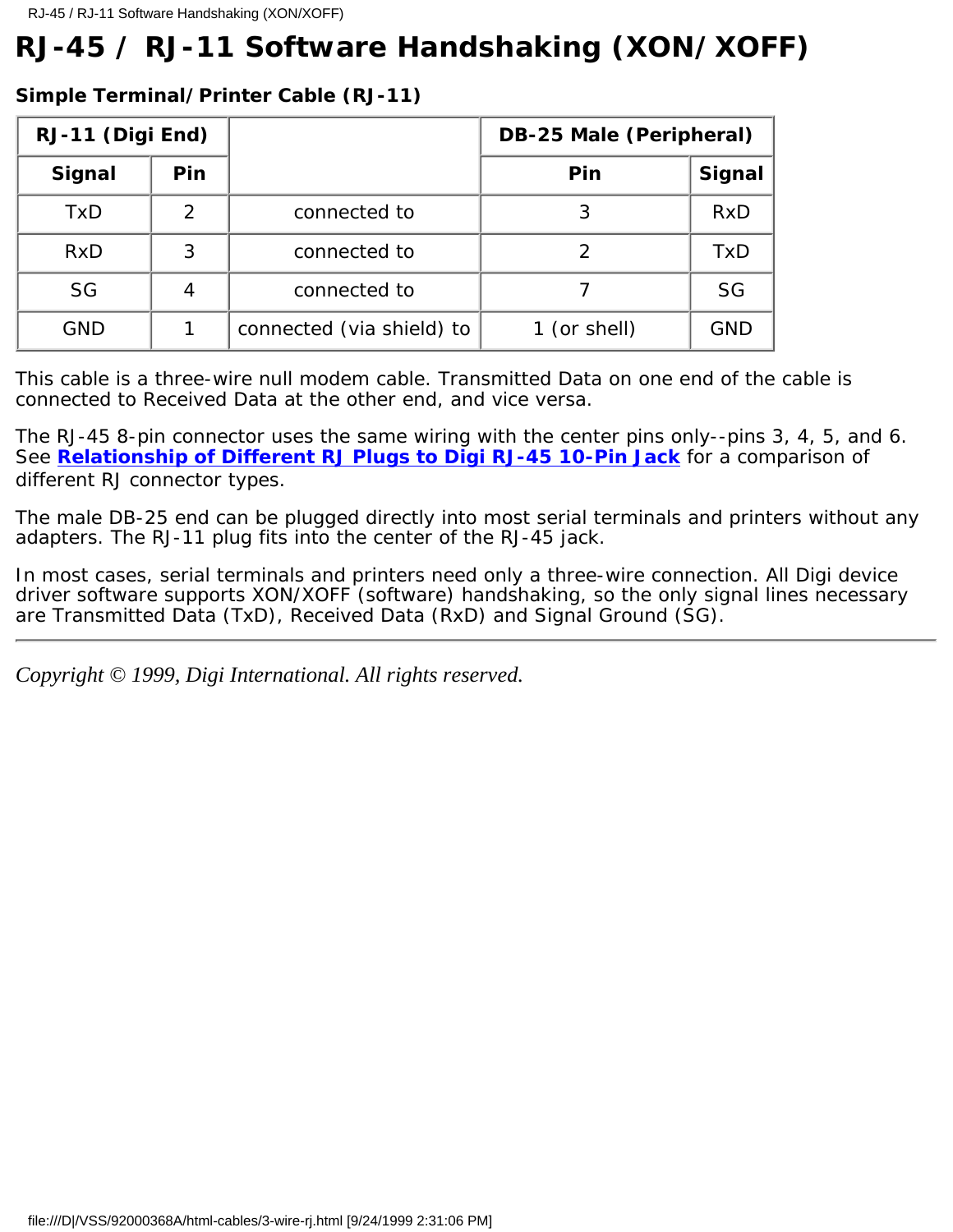# RJ-45 / RJ-11 Software Handshaking (XON/XOFF)

**Simple Terminal/Printer Cable (RJ-11)**

| RJ-11 (Digi End) | | | DB-25 Male (Peripheral) | |
|---|---|---|---|---|
| **Signal** | **Pin** | | **Pin** | **Signal** |
| TxD | 2 | connected to | 3 | RxD |
| RxD | 3 | connected to | 2 | TxD |
| SG | 4 | connected to | 7 | SG |
| GND | 1 | connected (via shield) to | 1 (or shell) | GND |

This cable is a three-wire null modem cable. Transmitted Data on one end of the cable is connected to Received Data at the other end, and vice versa.

The RJ-45 8-pin connector uses the same wiring with the center pins only--pins 3, 4, 5, and 6. See **Relationship of Different RJ Plugs to Digi RJ-45 10-Pin Jack** for a comparison of different RJ connector types.

The male DB-25 end can be plugged directly into most serial terminals and printers without any adapters. The RJ-11 plug fits into the center of the RJ-45 jack.

In most cases, serial terminals and printers need only a three-wire connection. All Digi device driver software supports XON/XOFF (software) handshaking, so the only signal lines necessary are Transmitted Data (TxD), Received Data (RxD) and Signal Ground (SG).

---

*Copyright © 1999, Digi International. All rights reserved.*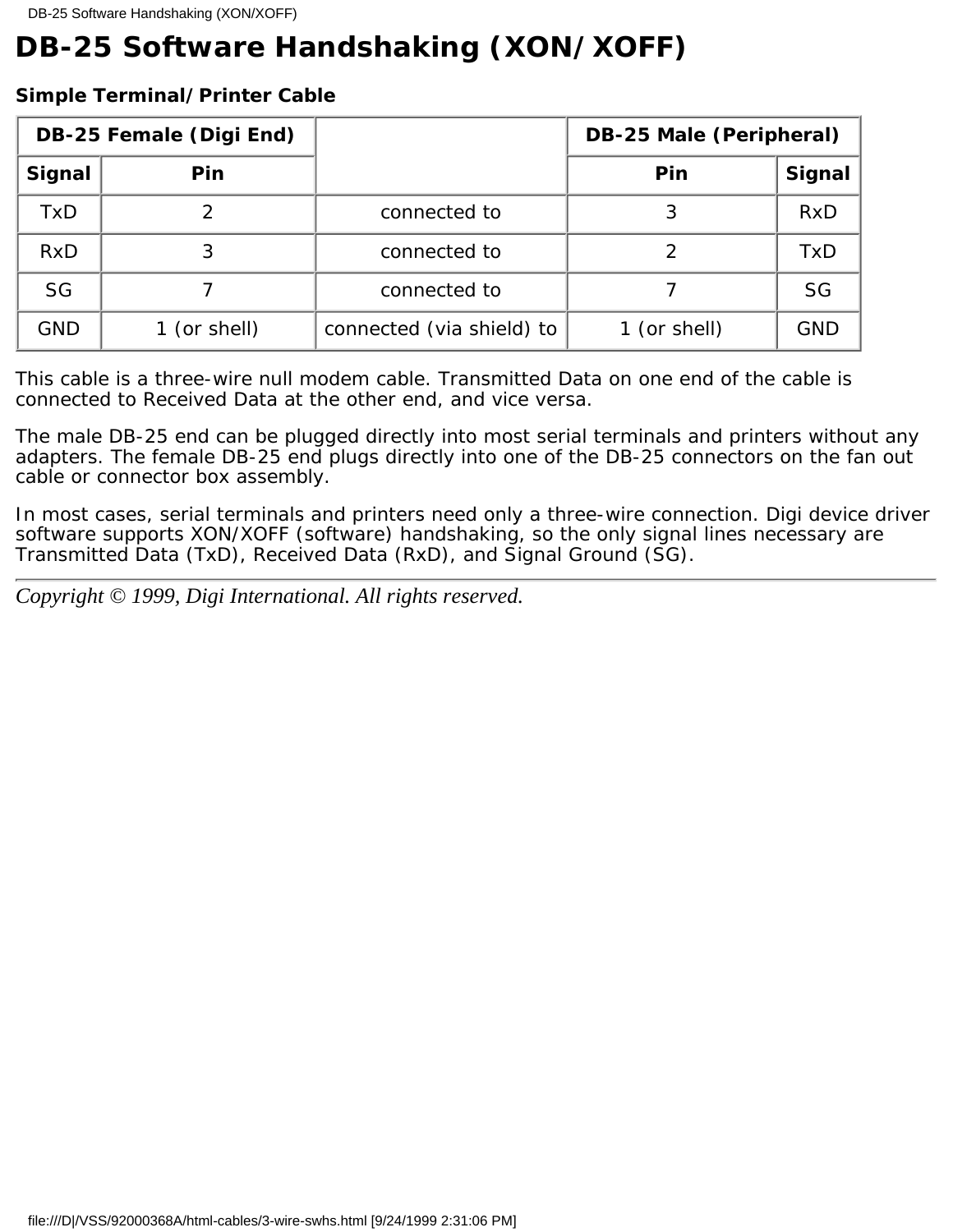# DB-25 Software Handshaking (XON/XOFF)

**Simple Terminal/Printer Cable**

| DB-25 Female (Digi End) | | | DB-25 Male (Peripheral) | |
|---|---|---|---|---|
| **Signal** | **Pin** | | **Pin** | **Signal** |
| TxD | 2 | connected to | 3 | RxD |
| RxD | 3 | connected to | 2 | TxD |
| SG | 7 | connected to | 7 | SG |
| GND | 1 (or shell) | connected (via shield) to | 1 (or shell) | GND |

This cable is a three-wire null modem cable. Transmitted Data on one end of the cable is connected to Received Data at the other end, and vice versa.

The male DB-25 end can be plugged directly into most serial terminals and printers without any adapters. The female DB-25 end plugs directly into one of the DB-25 connectors on the fan out cable or connector box assembly.

In most cases, serial terminals and printers need only a three-wire connection. Digi device driver software supports XON/XOFF (software) handshaking, so the only signal lines necessary are Transmitted Data (TxD), Received Data (RxD), and Signal Ground (SG).

---

*Copyright © 1999, Digi International. All rights reserved.*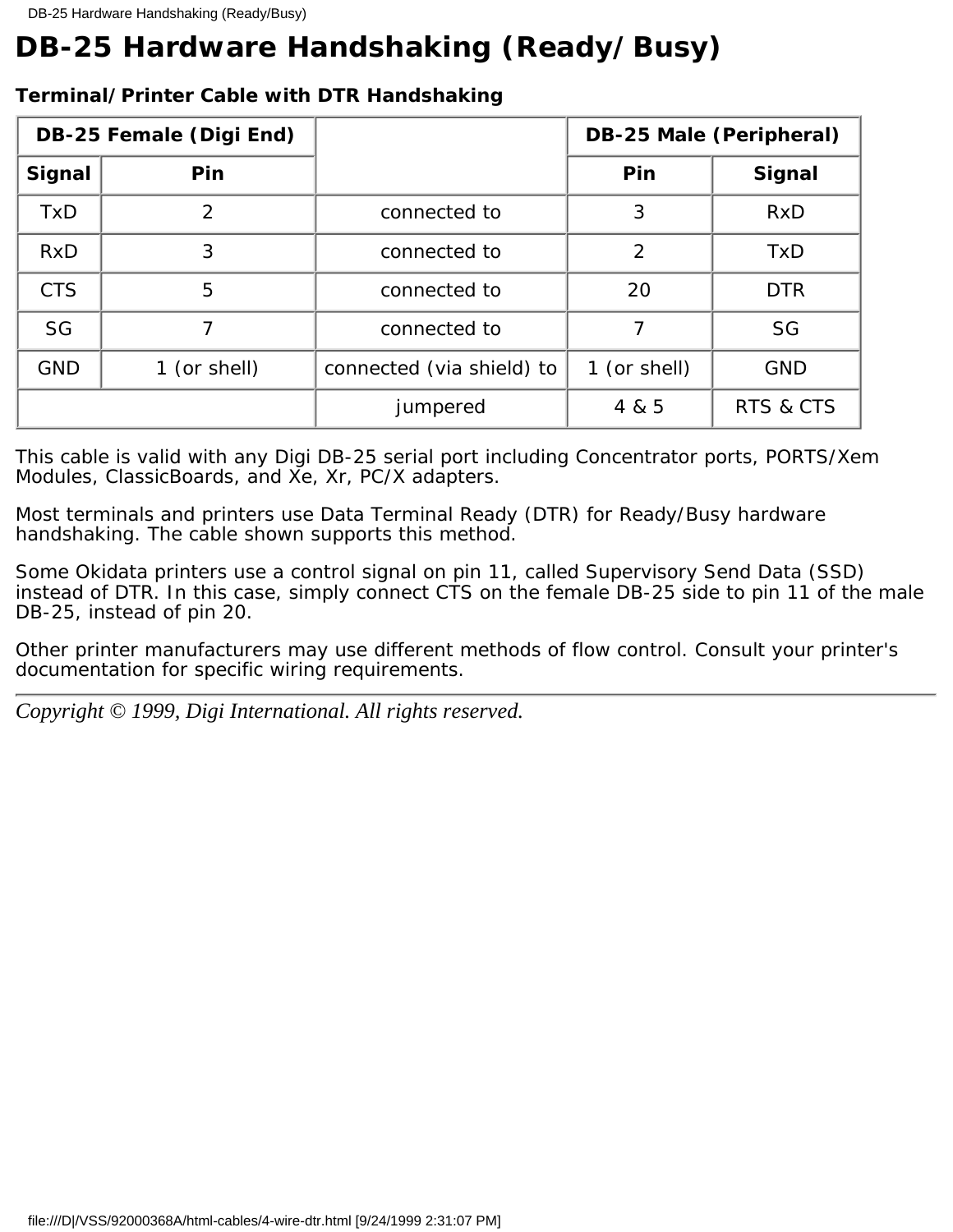# DB-25 Hardware Handshaking (Ready/Busy)

**Terminal/Printer Cable with DTR Handshaking**

| DB-25 Female (Digi End) | | | DB-25 Male (Peripheral) | |
|---|---|---|---|---|
| Signal | Pin | | Pin | Signal |
| TxD | 2 | connected to | 3 | RxD |
| RxD | 3 | connected to | 2 | TxD |
| CTS | 5 | connected to | 20 | DTR |
| SG | 7 | connected to | 7 | SG |
| GND | 1 (or shell) | connected (via shield) to | 1 (or shell) | GND |
| | | jumpered | 4 & 5 | RTS & CTS |

This cable is valid with any Digi DB-25 serial port including Concentrator ports, PORTS/Xem Modules, ClassicBoards, and Xe, Xr, PC/X adapters.

Most terminals and printers use Data Terminal Ready (DTR) for Ready/Busy hardware handshaking. The cable shown supports this method.

Some Okidata printers use a control signal on pin 11, called Supervisory Send Data (SSD) instead of DTR. In this case, simply connect CTS on the female DB-25 side to pin 11 of the male DB-25, instead of pin 20.

Other printer manufacturers may use different methods of flow control. Consult your printer's documentation for specific wiring requirements.

---

*Copyright © 1999, Digi International. All rights reserved.*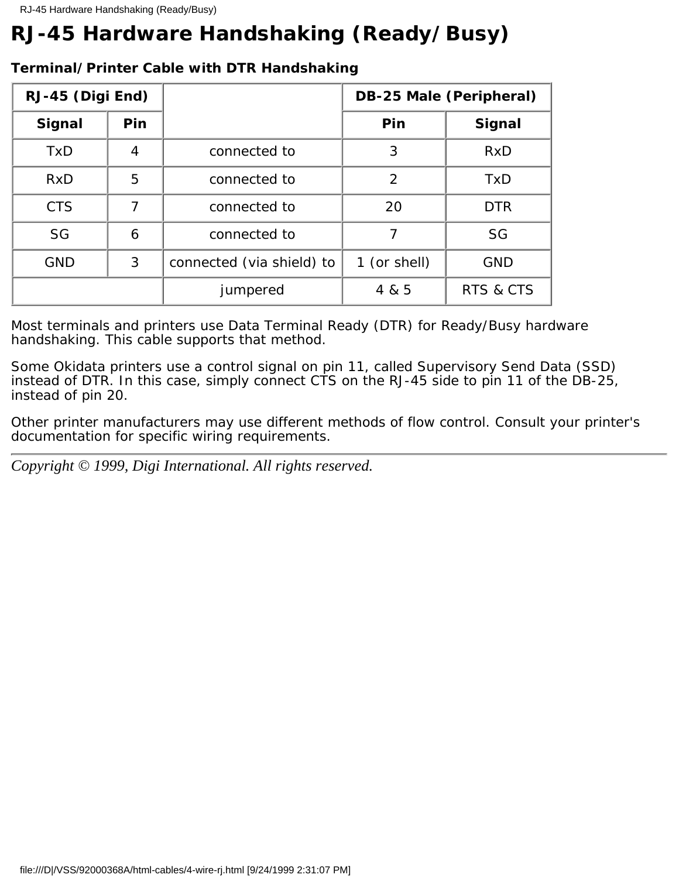# RJ-45 Hardware Handshaking (Ready/Busy)

**Terminal/Printer Cable with DTR Handshaking**

| RJ-45 (Digi End) | | | DB-25 Male (Peripheral) | |
|---|---|---|---|---|
| **Signal** | **Pin** | | **Pin** | **Signal** |
| TxD | 4 | connected to | 3 | RxD |
| RxD | 5 | connected to | 2 | TxD |
| CTS | 7 | connected to | 20 | DTR |
| SG | 6 | connected to | 7 | SG |
| GND | 3 | connected (via shield) to | 1 (or shell) | GND |
| | | jumpered | 4 & 5 | RTS & CTS |

Most terminals and printers use Data Terminal Ready (DTR) for Ready/Busy hardware handshaking. This cable supports that method.

Some Okidata printers use a control signal on pin 11, called Supervisory Send Data (SSD) instead of DTR. In this case, simply connect CTS on the RJ-45 side to pin 11 of the DB-25, instead of pin 20.

Other printer manufacturers may use different methods of flow control. Consult your printer's documentation for specific wiring requirements.

---

*Copyright © 1999, Digi International. All rights reserved.*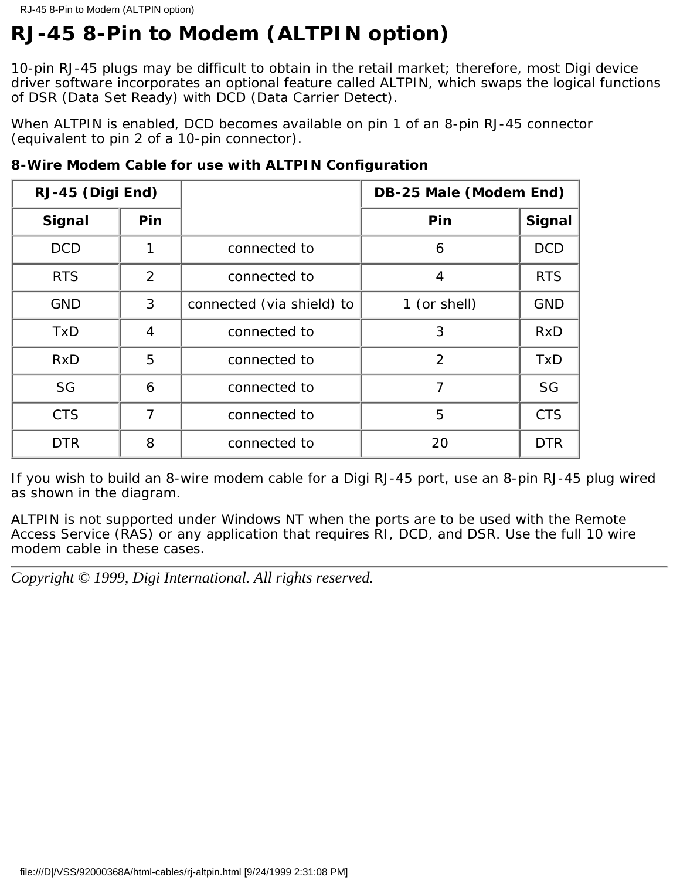# RJ-45 8-Pin to Modem (ALTPIN option)

10-pin RJ-45 plugs may be difficult to obtain in the retail market; therefore, most Digi device driver software incorporates an optional feature called ALTPIN, which swaps the logical functions of DSR (Data Set Ready) with DCD (Data Carrier Detect).

When ALTPIN is enabled, DCD becomes available on pin 1 of an 8-pin RJ-45 connector (equivalent to pin 2 of a 10-pin connector).

**8-Wire Modem Cable for use with ALTPIN Configuration**

| RJ-45 (Digi End) | | | DB-25 Male (Modem End) | |
|---|---|---|---|---|
| **Signal** | **Pin** | | **Pin** | **Signal** |
| DCD | 1 | connected to | 6 | DCD |
| RTS | 2 | connected to | 4 | RTS |
| GND | 3 | connected (via shield) to | 1 (or shell) | GND |
| TxD | 4 | connected to | 3 | RxD |
| RxD | 5 | connected to | 2 | TxD |
| SG | 6 | connected to | 7 | SG |
| CTS | 7 | connected to | 5 | CTS |
| DTR | 8 | connected to | 20 | DTR |

If you wish to build an 8-wire modem cable for a Digi RJ-45 port, use an 8-pin RJ-45 plug wired as shown in the diagram.

ALTPIN is not supported under Windows NT when the ports are to be used with the Remote Access Service (RAS) or any application that requires RI, DCD, and DSR. Use the full 10 wire modem cable in these cases.

---

*Copyright © 1999, Digi International. All rights reserved.*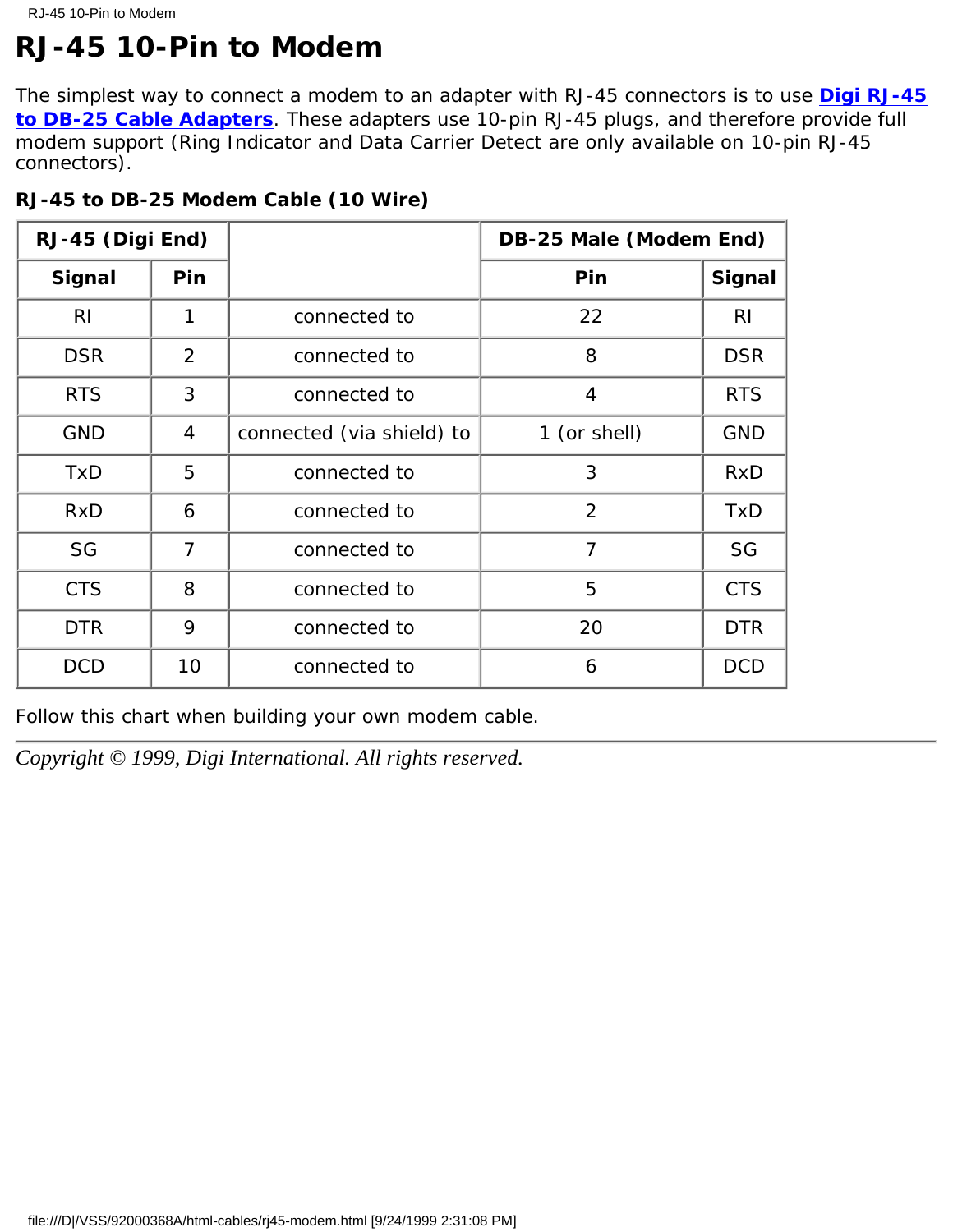# RJ-45 10-Pin to Modem

The simplest way to connect a modem to an adapter with RJ-45 connectors is to use **Digi RJ-45 to DB-25 Cable Adapters**. These adapters use 10-pin RJ-45 plugs, and therefore provide full modem support (Ring Indicator and Data Carrier Detect are only available on 10-pin RJ-45 connectors).

**RJ-45 to DB-25 Modem Cable (10 Wire)**

| RJ-45 (Digi End) | | | DB-25 Male (Modem End) | |
|---|---|---|---|---|
| Signal | Pin | | Pin | Signal |
| RI | 1 | connected to | 22 | RI |
| DSR | 2 | connected to | 8 | DSR |
| RTS | 3 | connected to | 4 | RTS |
| GND | 4 | connected (via shield) to | 1 (or shell) | GND |
| TxD | 5 | connected to | 3 | RxD |
| RxD | 6 | connected to | 2 | TxD |
| SG | 7 | connected to | 7 | SG |
| CTS | 8 | connected to | 5 | CTS |
| DTR | 9 | connected to | 20 | DTR |
| DCD | 10 | connected to | 6 | DCD |

Follow this chart when building your own modem cable.

---

*Copyright © 1999, Digi International. All rights reserved.*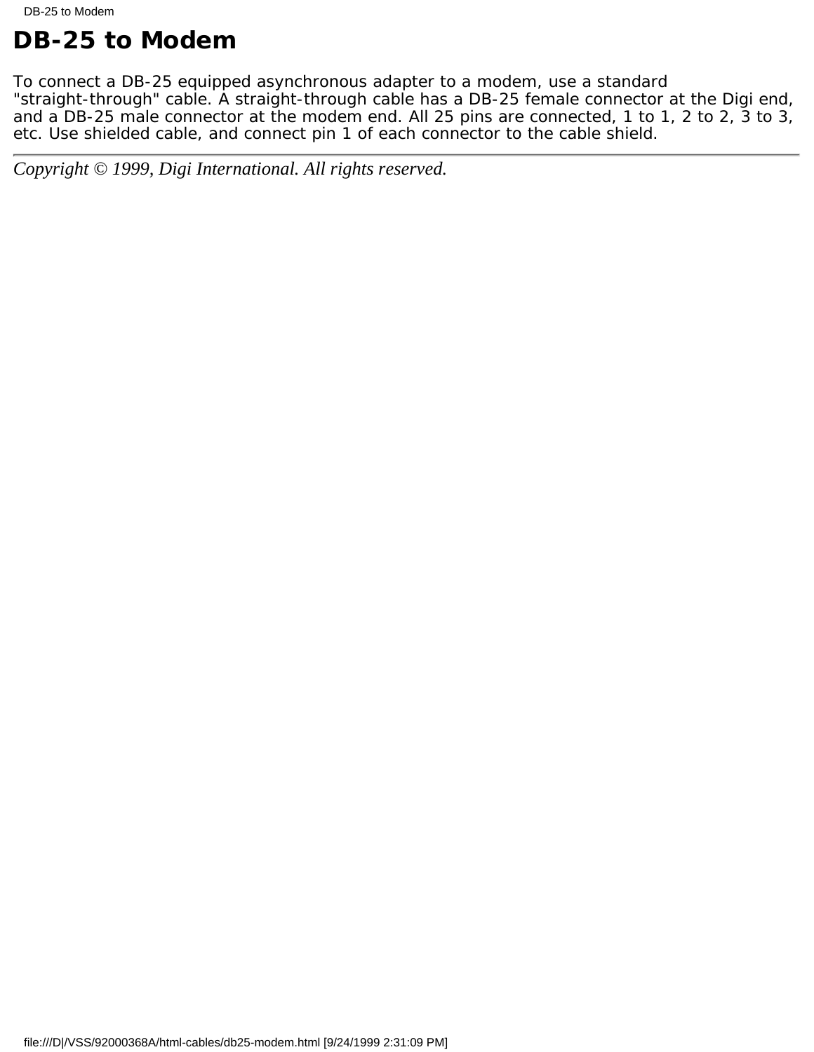# DB-25 to Modem

To connect a DB-25 equipped asynchronous adapter to a modem, use a standard "straight-through" cable. A straight-through cable has a DB-25 female connector at the Digi end, and a DB-25 male connector at the modem end. All 25 pins are connected, 1 to 1, 2 to 2, 3 to 3, etc. Use shielded cable, and connect pin 1 of each connector to the cable shield.

---

*Copyright © 1999, Digi International. All rights reserved.*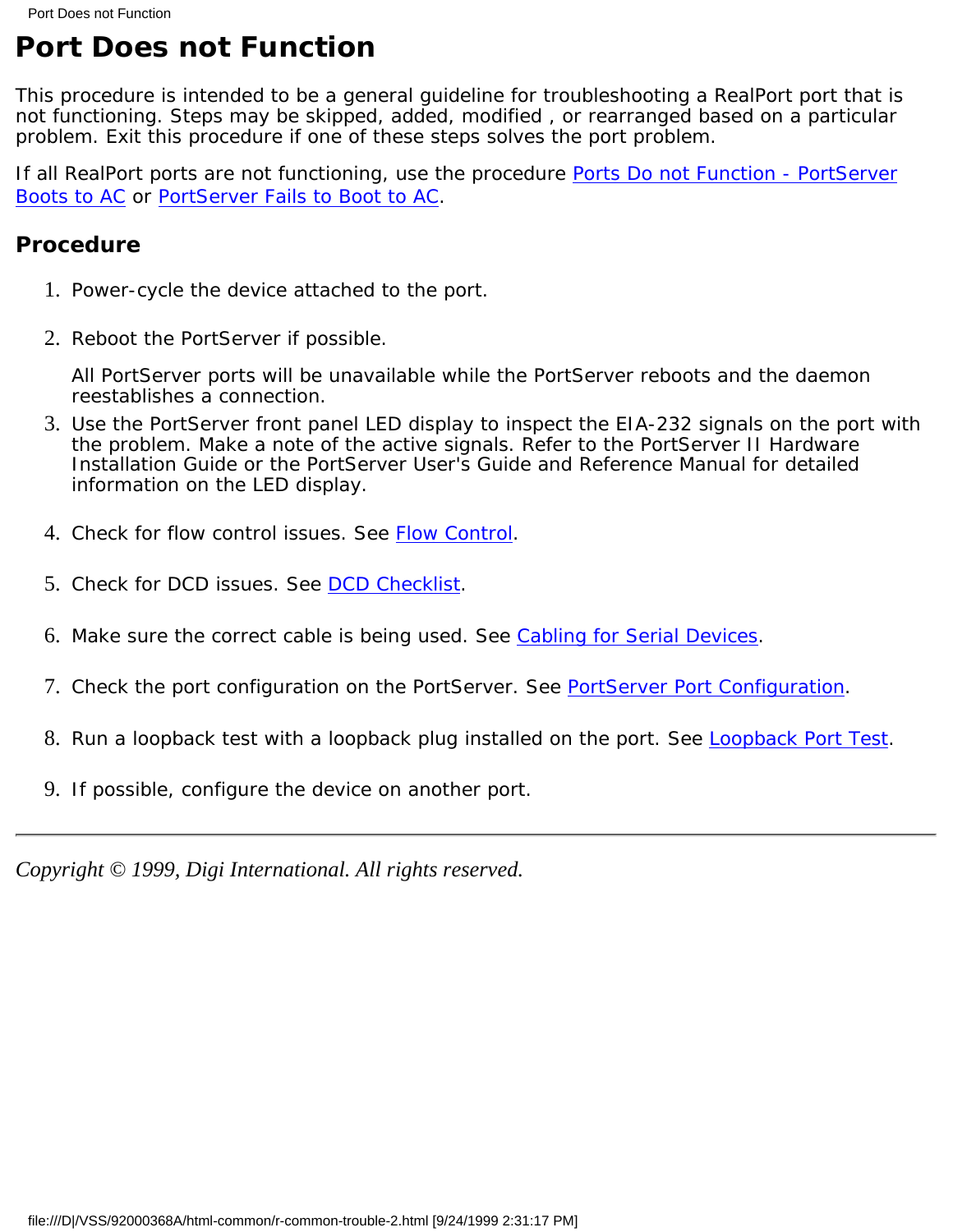# Port Does not Function

This procedure is intended to be a general guideline for troubleshooting a RealPort port that is not functioning. Steps may be skipped, added, modified , or rearranged based on a particular problem. Exit this procedure if one of these steps solves the port problem.

If all RealPort ports are not functioning, use the procedure Ports Do not Function - PortServer Boots to AC or PortServer Fails to Boot to AC.

## Procedure

1. Power-cycle the device attached to the port.
2. Reboot the PortServer if possible.

   All PortServer ports will be unavailable while the PortServer reboots and the daemon reestablishes a connection.
3. Use the PortServer front panel LED display to inspect the EIA-232 signals on the port with the problem. Make a note of the active signals. Refer to the PortServer II Hardware Installation Guide or the PortServer User's Guide and Reference Manual for detailed information on the LED display.
4. Check for flow control issues. See Flow Control.
5. Check for DCD issues. See DCD Checklist.
6. Make sure the correct cable is being used. See Cabling for Serial Devices.
7. Check the port configuration on the PortServer. See PortServer Port Configuration.
8. Run a loopback test with a loopback plug installed on the port. See Loopback Port Test.
9. If possible, configure the device on another port.

---

*Copyright © 1999, Digi International. All rights reserved.*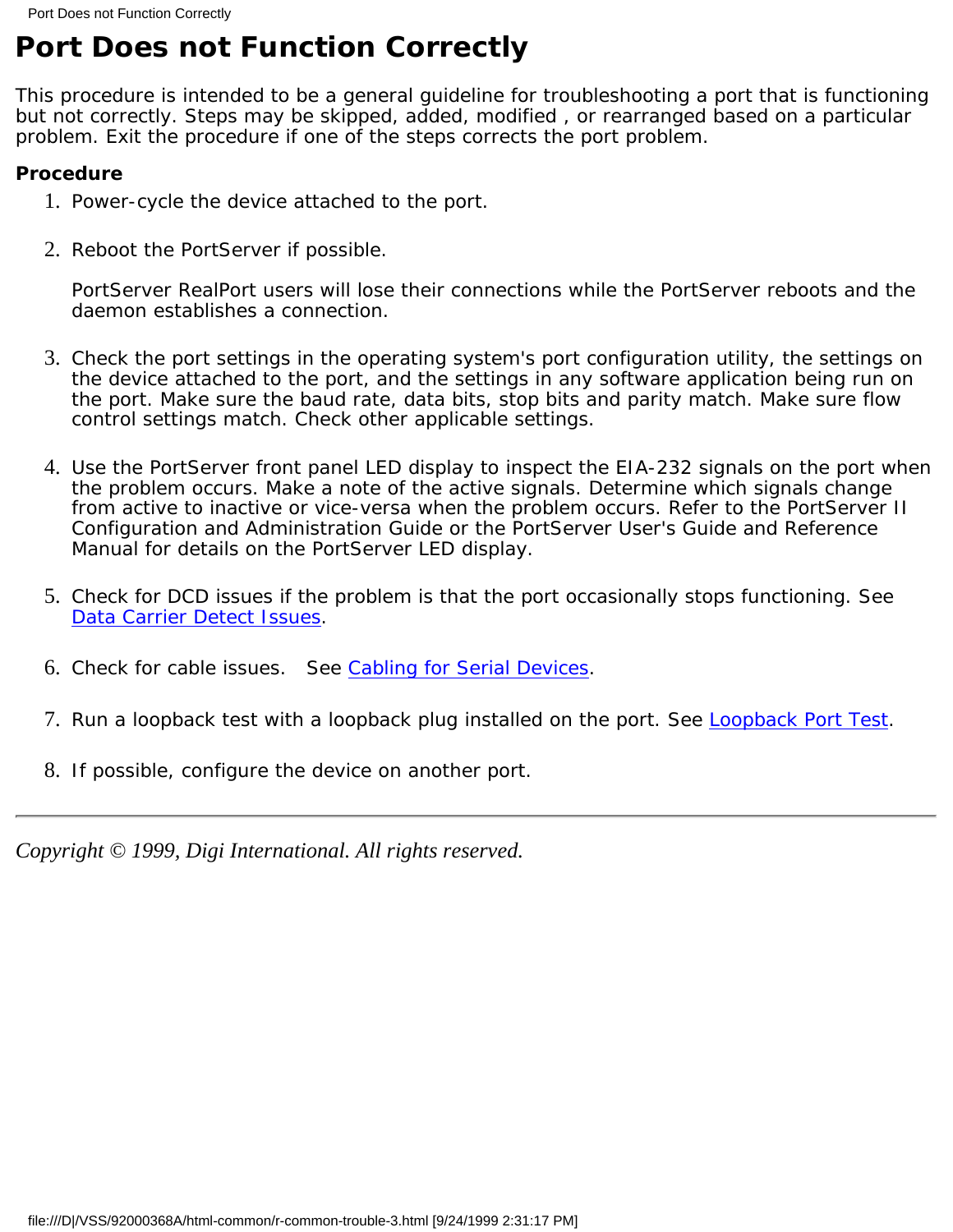# Port Does not Function Correctly

This procedure is intended to be a general guideline for troubleshooting a port that is functioning but not correctly. Steps may be skipped, added, modified , or rearranged based on a particular problem. Exit the procedure if one of the steps corrects the port problem.

**Procedure**

1. Power-cycle the device attached to the port.

2. Reboot the PortServer if possible.

   PortServer RealPort users will lose their connections while the PortServer reboots and the daemon establishes a connection.

3. Check the port settings in the operating system's port configuration utility, the settings on the device attached to the port, and the settings in any software application being run on the port. Make sure the baud rate, data bits, stop bits and parity match. Make sure flow control settings match. Check other applicable settings.

4. Use the PortServer front panel LED display to inspect the EIA-232 signals on the port when the problem occurs. Make a note of the active signals. Determine which signals change from active to inactive or vice-versa when the problem occurs. Refer to the PortServer II Configuration and Administration Guide or the PortServer User's Guide and Reference Manual for details on the PortServer LED display.

5. Check for DCD issues if the problem is that the port occasionally stops functioning. See Data Carrier Detect Issues.

6. Check for cable issues. See Cabling for Serial Devices.

7. Run a loopback test with a loopback plug installed on the port. See Loopback Port Test.

8. If possible, configure the device on another port.

---

*Copyright © 1999, Digi International. All rights reserved.*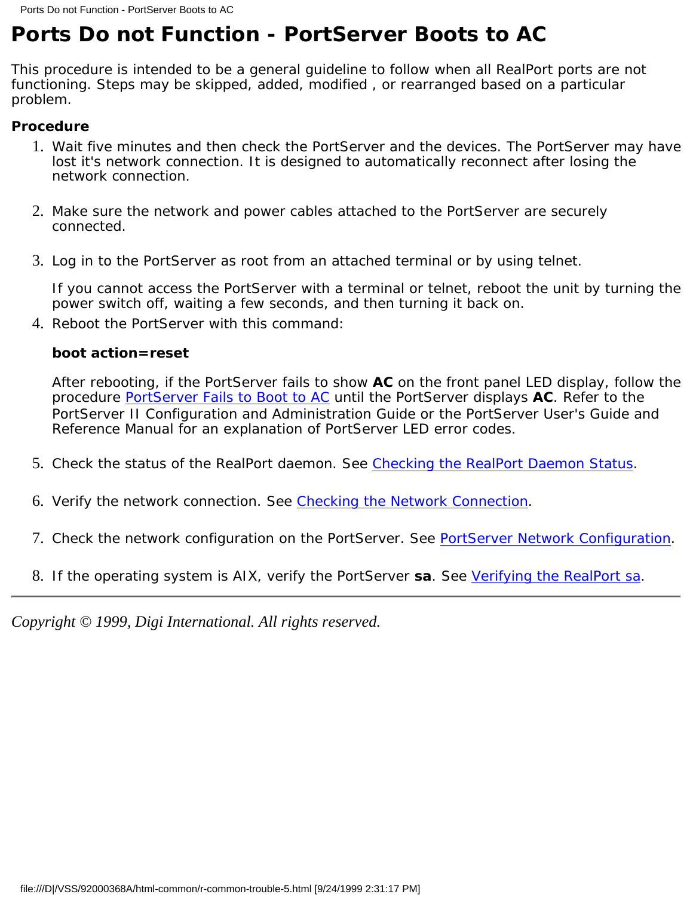# Ports Do not Function - PortServer Boots to AC

This procedure is intended to be a general guideline to follow when all RealPort ports are not functioning. Steps may be skipped, added, modified , or rearranged based on a particular problem.

**Procedure**

1. Wait five minutes and then check the PortServer and the devices. The PortServer may have lost it's network connection. It is designed to automatically reconnect after losing the network connection.

2. Make sure the network and power cables attached to the PortServer are securely connected.

3. Log in to the PortServer as root from an attached terminal or by using telnet.

   If you cannot access the PortServer with a terminal or telnet, reboot the unit by turning the power switch off, waiting a few seconds, and then turning it back on.

4. Reboot the PortServer with this command:

   **boot action=reset**

   After rebooting, if the PortServer fails to show **AC** on the front panel LED display, follow the procedure PortServer Fails to Boot to AC until the PortServer displays **AC**. Refer to the PortServer II Configuration and Administration Guide or the PortServer User's Guide and Reference Manual for an explanation of PortServer LED error codes.

5. Check the status of the RealPort daemon. See Checking the RealPort Daemon Status.

6. Verify the network connection. See Checking the Network Connection.

7. Check the network configuration on the PortServer. See PortServer Network Configuration.

8. If the operating system is AIX, verify the PortServer **sa**. See Verifying the RealPort sa.

---

*Copyright © 1999, Digi International. All rights reserved.*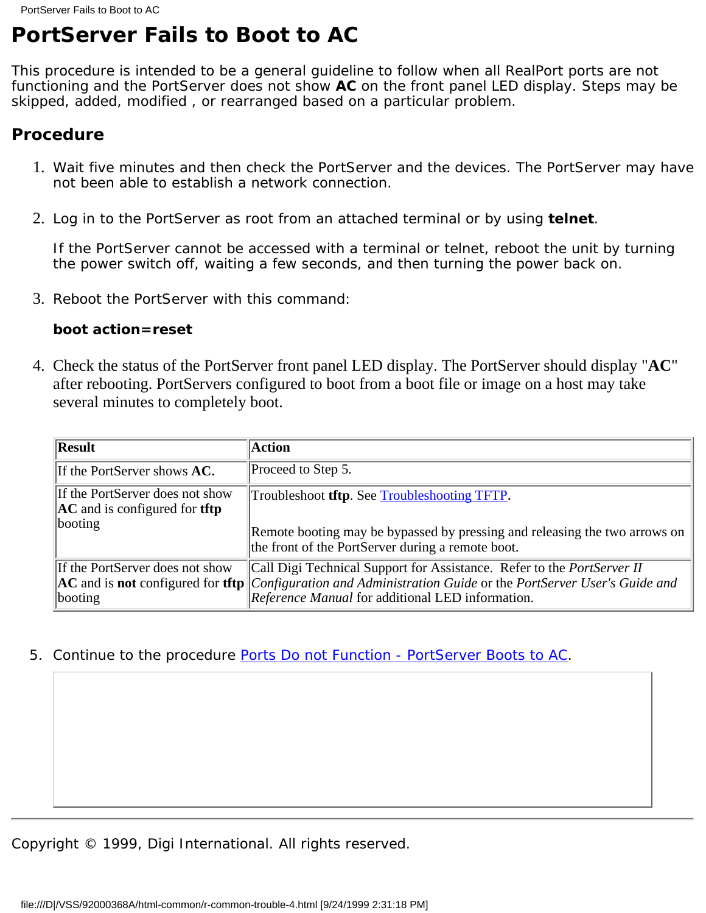# PortServer Fails to Boot to AC

This procedure is intended to be a general guideline to follow when all RealPort ports are not functioning and the PortServer does not show **AC** on the front panel LED display. Steps may be skipped, added, modified , or rearranged based on a particular problem.

## Procedure

1. Wait five minutes and then check the PortServer and the devices. The PortServer may have not been able to establish a network connection.

2. Log in to the PortServer as root from an attached terminal or by using **telnet**.

   If the PortServer cannot be accessed with a terminal or telnet, reboot the unit by turning the power switch off, waiting a few seconds, and then turning the power back on.

3. Reboot the PortServer with this command:

   **boot action=reset**

4. Check the status of the PortServer front panel LED display. The PortServer should display "**AC**" after rebooting. PortServers configured to boot from a boot file or image on a host may take several minutes to completely boot.

   | Result | Action |
   | --- | --- |
   | If the PortServer shows **AC**. | Proceed to Step 5. |
   | If the PortServer does not show **AC** and is configured for **tftp** booting | Troubleshoot **tftp**. See Troubleshooting TFTP.<br><br>Remote booting may be bypassed by pressing and releasing the two arrows on the front of the PortServer during a remote boot. |
   | If the PortServer does not show **AC** and is **not** configured for **tftp** booting | Call Digi Technical Support for Assistance. Refer to the *PortServer II Configuration and Administration Guide* or the *PortServer User's Guide and Reference Manual* for additional LED information. |

5. Continue to the procedure Ports Do not Function - PortServer Boots to AC.

---

Copyright © 1999, Digi International. All rights reserved.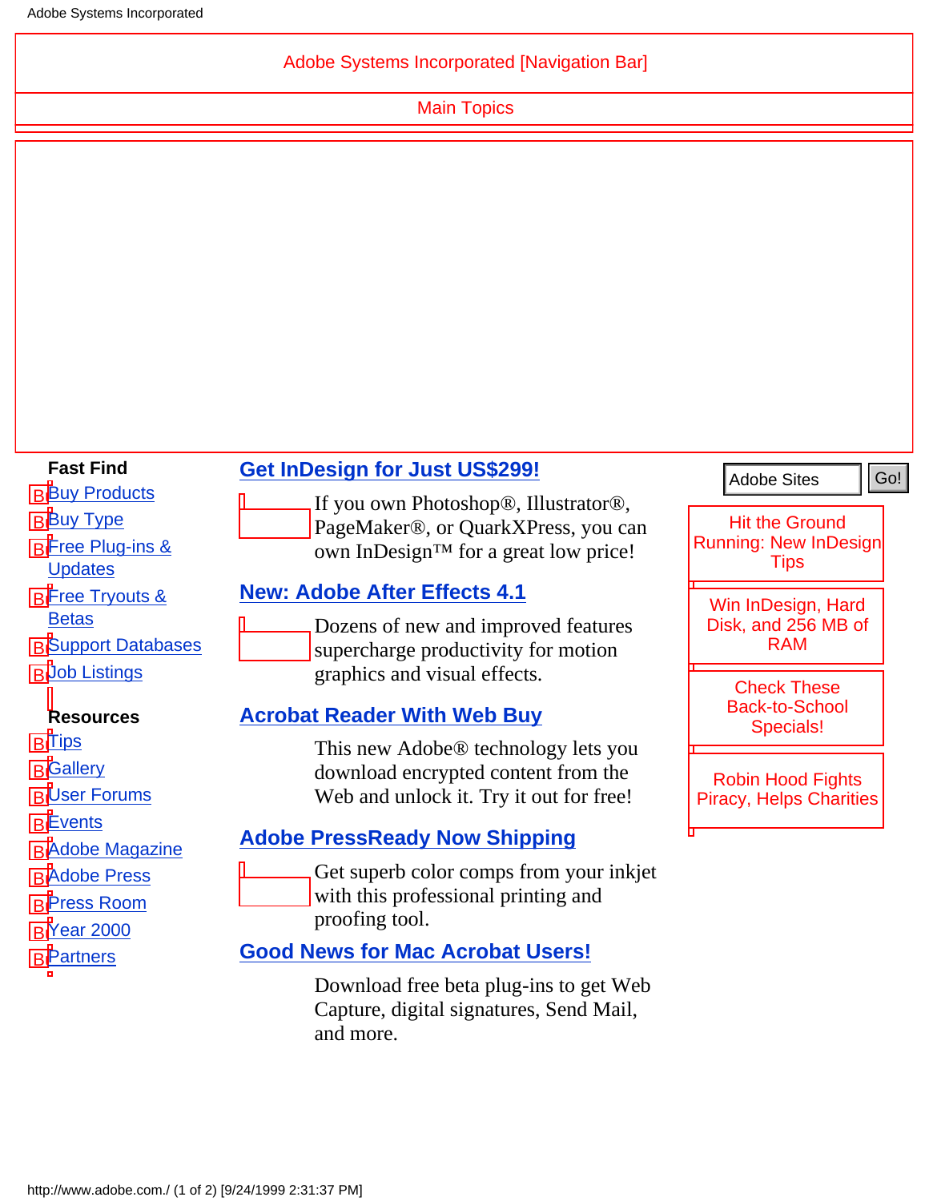Adobe Systems Incorporated [Navigation Bar]

Main Topics

**Fast Find**

- Buy Products
- Buy Type
- Free Plug-ins & Updates
- Free Tryouts & Betas
- Support Databases
- Job Listings

**Resources**

- Tips
- Gallery
- User Forums
- Events
- Adobe Magazine
- Adobe Press
- Press Room
- Year 2000
- Partners

## Get InDesign for Just US$299!

If you own Photoshop®, Illustrator®, PageMaker®, or QuarkXPress, you can own InDesign™ for a great low price!

## New: Adobe After Effects 4.1

Dozens of new and improved features supercharge productivity for motion graphics and visual effects.

## Acrobat Reader With Web Buy

This new Adobe® technology lets you download encrypted content from the Web and unlock it. Try it out for free!

## Adobe PressReady Now Shipping

Get superb color comps from your inkjet with this professional printing and proofing tool.

## Good News for Mac Acrobat Users!

Download free beta plug-ins to get Web Capture, digital signatures, Send Mail, and more.

Adobe Sites Go!

Hit the Ground Running: New InDesign Tips

Win InDesign, Hard Disk, and 256 MB of RAM

Check These Back-to-School Specials!

Robin Hood Fights Piracy, Helps Charities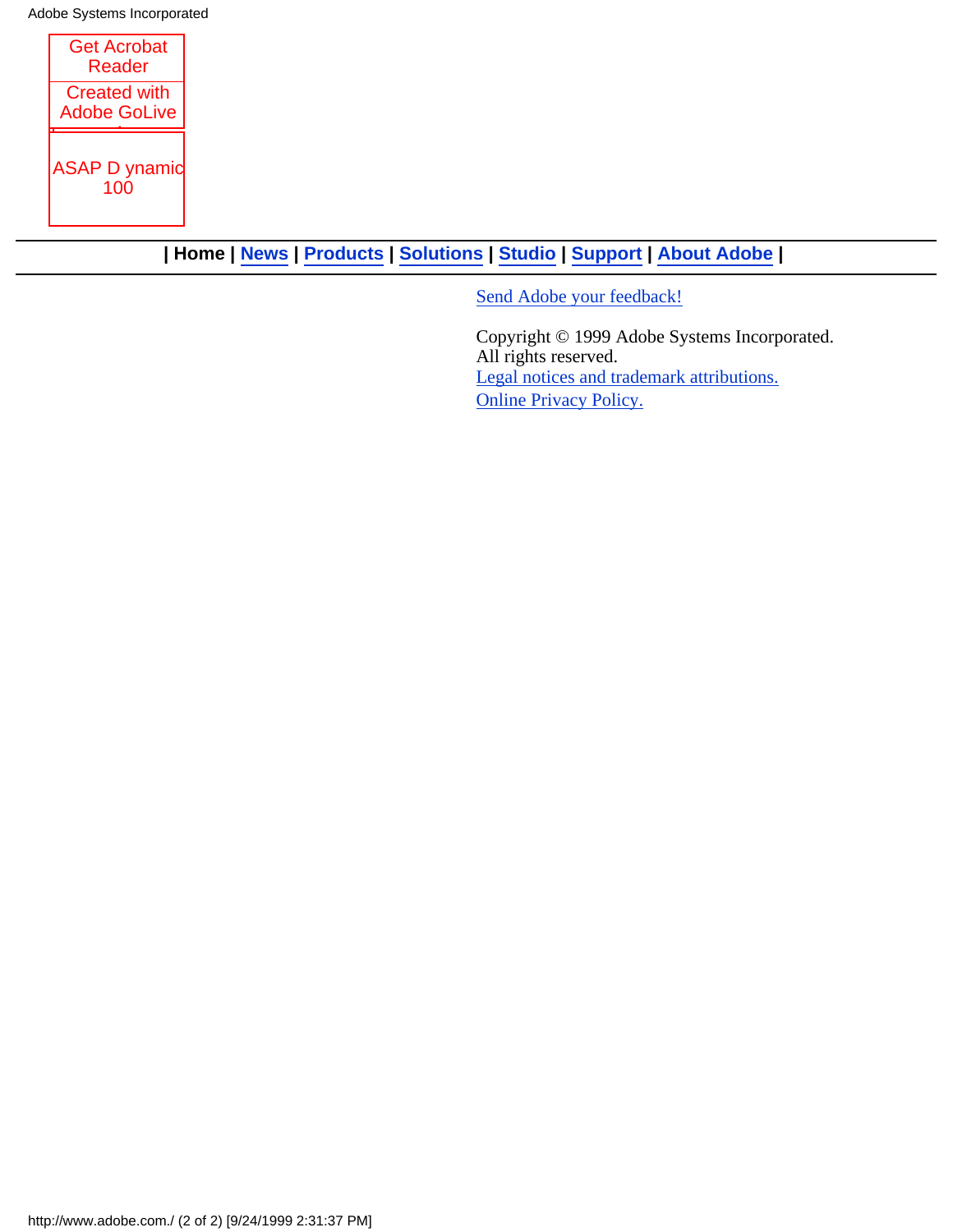Get Acrobat Reader

Created with Adobe GoLive

ASAP D ynamic 100

---

**| Home | News | Products | Solutions | Studio | Support | About Adobe |**

---

Send Adobe your feedback!

Copyright © 1999 Adobe Systems Incorporated.
All rights reserved.
Legal notices and trademark attributions.
Online Privacy Policy.